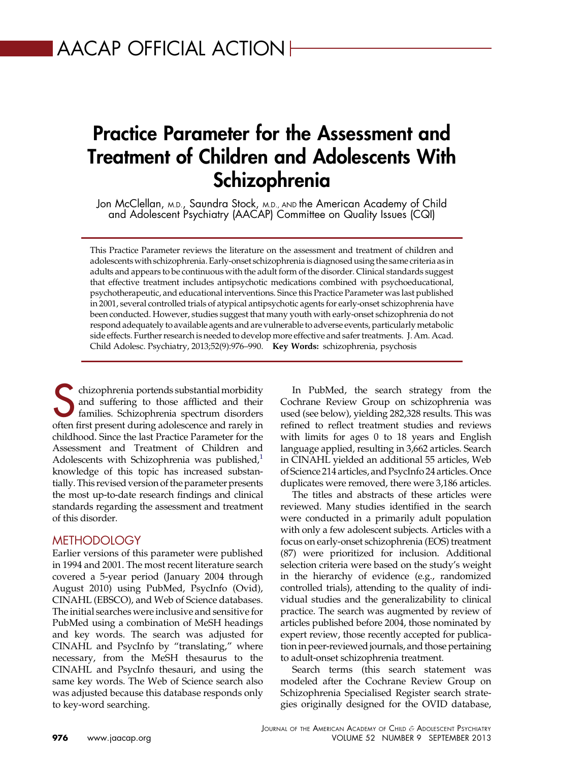AACAP OFFICIAL ACTION

# Practice Parameter for the Assessment and Treatment of Children and Adolescents With Schizophrenia

Jon McClellan, M.D., Saundra Stock, M.D., and the American Academy of Child and Adolescent Psychiatry (AACAP) Committee on Quality Issues (CQI)

This Practice Parameter reviews the literature on the assessment and treatment of children and adolescents with schizophrenia. Early-onset schizophrenia is diagnosed using the same criteria as in adults and appears to be continuous with the adult form of the disorder. Clinical standards suggest that effective treatment includes antipsychotic medications combined with psychoeducational, psychotherapeutic, and educational interventions. Since this Practice Parameter was last published in 2001, several controlled trials of atypical antipsychotic agents for early-onset schizophrenia have been conducted. However, studies suggest that many youth with early-onset schizophrenia do not respond adequately to available agents and are vulnerable to adverse events, particularly metabolic side effects. Further research is needed to develop more effective and safer treatments. J. Am. Acad. Child Adolesc. Psychiatry, 2013;52(9):976–990. **Key Words:** schizophrenia, psychosis

Schizophrenia portends substantial morbidity and suffering to those afflicted and their families. Schizophrenia spectrum disorders often first present during adolescence and rarely in childhood. Since the last Practice Parameter for the Assessment and Treatment of Children and Adolescents with Schizophrenia was published,[1] knowledge of this topic has increased substantially. This revised version of the parameter presents the most up-to-date research findings and clinical standards regarding the assessment and treatment of this disorder.

## METHODOLOGY

Earlier versions of this parameter were published in 1994 and 2001. The most recent literature search covered a 5-year period (January 2004 through August 2010) using PubMed, PsycInfo (Ovid), CINAHL (EBSCO), and Web of Science databases. The initial searches were inclusive and sensitive for PubMed using a combination of MeSH headings and key words. The search was adjusted for CINAHL and PsycInfo by "translating," where necessary, from the MeSH thesaurus to the CINAHL and PsycInfo thesauri, and using the same key words. The Web of Science search also was adjusted because this database responds only to key-word searching.

In PubMed, the search strategy from the Cochrane Review Group on schizophrenia was used (see below), yielding 282,328 results. This was refined to reflect treatment studies and reviews with limits for ages 0 to 18 years and English language applied, resulting in 3,662 articles. Search in CINAHL yielded an additional 55 articles, Web of Science 214 articles, and PsycInfo 24 articles. Once duplicates were removed, there were 3,186 articles.

The titles and abstracts of these articles were reviewed. Many studies identified in the search were conducted in a primarily adult population with only a few adolescent subjects. Articles with a focus on early-onset schizophrenia (EOS) treatment (87) were prioritized for inclusion. Additional selection criteria were based on the study's weight in the hierarchy of evidence (e.g., randomized controlled trials), attending to the quality of individual studies and the generalizability to clinical practice. The search was augmented by review of articles published before 2004, those nominated by expert review, those recently accepted for publication in peer-reviewed journals, and those pertaining to adult-onset schizophrenia treatment.

Search terms (this search statement was modeled after the Cochrane Review Group on Schizophrenia Specialised Register search strategies originally designed for the OVID database,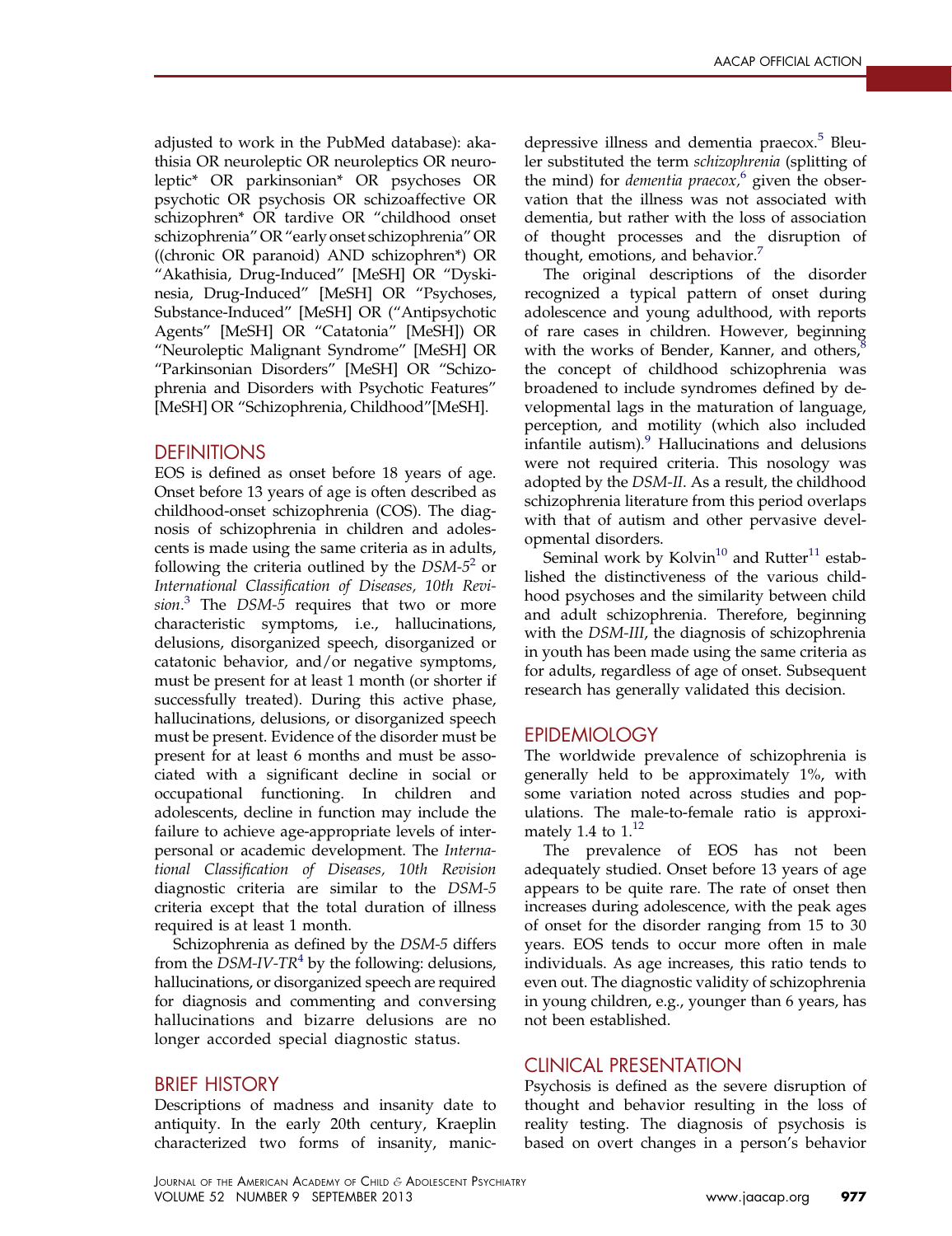adjusted to work in the PubMed database): akathisia OR neuroleptic OR neuroleptics OR neuroleptic* OR parkinsonian* OR psychoses OR psychotic OR psychosis OR schizoaffective OR schizophren* OR tardive OR "childhood onset schizophrenia" OR "early onset schizophrenia" OR ((chronic OR paranoid) AND schizophren*) OR "Akathisia, Drug-Induced" [MeSH] OR "Dyskinesia, Drug-Induced" [MeSH] OR "Psychoses, Substance-Induced" [MeSH] OR ("Antipsychotic Agents" [MeSH] OR "Catatonia" [MeSH]) OR "Neuroleptic Malignant Syndrome" [MeSH] OR "Parkinsonian Disorders" [MeSH] OR "Schizophrenia and Disorders with Psychotic Features" [MeSH] OR "Schizophrenia, Childhood"[MeSH].

## DEFINITIONS

EOS is defined as onset before 18 years of age. Onset before 13 years of age is often described as childhood-onset schizophrenia (COS). The diagnosis of schizophrenia in children and adolescents is made using the same criteria as in adults, following the criteria outlined by the *DSM-5*[2] or *International Classification of Diseases, 10th Revision*.[3] The *DSM-5* requires that two or more characteristic symptoms, i.e., hallucinations, delusions, disorganized speech, disorganized or catatonic behavior, and/or negative symptoms, must be present for at least 1 month (or shorter if successfully treated). During this active phase, hallucinations, delusions, or disorganized speech must be present. Evidence of the disorder must be present for at least 6 months and must be associated with a significant decline in social or occupational functioning. In children and adolescents, decline in function may include the failure to achieve age-appropriate levels of interpersonal or academic development. The *International Classification of Diseases, 10th Revision* diagnostic criteria are similar to the *DSM-5* criteria except that the total duration of illness required is at least 1 month.

Schizophrenia as defined by the *DSM-5* differs from the *DSM-IV-TR*[4] by the following: delusions, hallucinations, or disorganized speech are required for diagnosis and commenting and conversing hallucinations and bizarre delusions are no longer accorded special diagnostic status.

## BRIEF HISTORY

Descriptions of madness and insanity date to antiquity. In the early 20th century, Kraeplin characterized two forms of insanity, manic-depressive illness and dementia praecox.[5] Bleuler substituted the term *schizophrenia* (splitting of the mind) for *dementia praecox*,[6] given the observation that the illness was not associated with dementia, but rather with the loss of association of thought processes and the disruption of thought, emotions, and behavior.[7]

The original descriptions of the disorder recognized a typical pattern of onset during adolescence and young adulthood, with reports of rare cases in children. However, beginning with the works of Bender, Kanner, and others,[8] the concept of childhood schizophrenia was broadened to include syndromes defined by developmental lags in the maturation of language, perception, and motility (which also included infantile autism).[9] Hallucinations and delusions were not required criteria. This nosology was adopted by the *DSM-II*. As a result, the childhood schizophrenia literature from this period overlaps with that of autism and other pervasive developmental disorders.

Seminal work by Kolvin[10] and Rutter[11] established the distinctiveness of the various childhood psychoses and the similarity between child and adult schizophrenia. Therefore, beginning with the *DSM-III*, the diagnosis of schizophrenia in youth has been made using the same criteria as for adults, regardless of age of onset. Subsequent research has generally validated this decision.

## EPIDEMIOLOGY

The worldwide prevalence of schizophrenia is generally held to be approximately 1%, with some variation noted across studies and populations. The male-to-female ratio is approximately 1.4 to 1.[12]

The prevalence of EOS has not been adequately studied. Onset before 13 years of age appears to be quite rare. The rate of onset then increases during adolescence, with the peak ages of onset for the disorder ranging from 15 to 30 years. EOS tends to occur more often in male individuals. As age increases, this ratio tends to even out. The diagnostic validity of schizophrenia in young children, e.g., younger than 6 years, has not been established.

## CLINICAL PRESENTATION

Psychosis is defined as the severe disruption of thought and behavior resulting in the loss of reality testing. The diagnosis of psychosis is based on overt changes in a person's behavior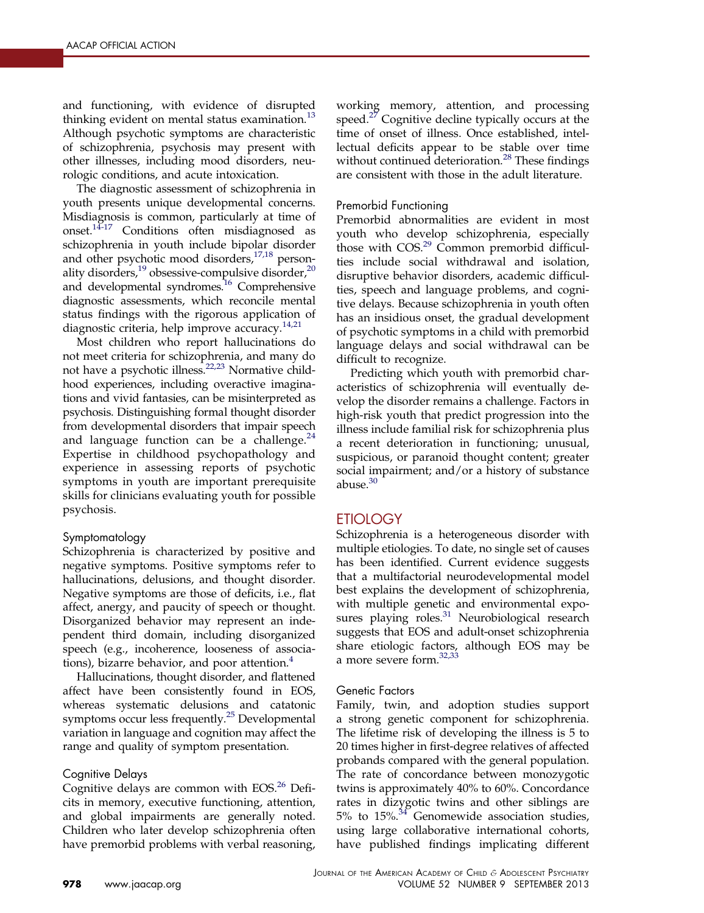and functioning, with evidence of disrupted thinking evident on mental status examination.[13] Although psychotic symptoms are characteristic of schizophrenia, psychosis may present with other illnesses, including mood disorders, neurologic conditions, and acute intoxication.

The diagnostic assessment of schizophrenia in youth presents unique developmental concerns. Misdiagnosis is common, particularly at time of onset.[14-17] Conditions often misdiagnosed as schizophrenia in youth include bipolar disorder and other psychotic mood disorders,[17,18] personality disorders,[19] obsessive-compulsive disorder,[20] and developmental syndromes.[16] Comprehensive diagnostic assessments, which reconcile mental status findings with the rigorous application of diagnostic criteria, help improve accuracy.[14,21]

Most children who report hallucinations do not meet criteria for schizophrenia, and many do not have a psychotic illness.[22,23] Normative childhood experiences, including overactive imaginations and vivid fantasies, can be misinterpreted as psychosis. Distinguishing formal thought disorder from developmental disorders that impair speech and language function can be a challenge.[24] Expertise in childhood psychopathology and experience in assessing reports of psychotic symptoms in youth are important prerequisite skills for clinicians evaluating youth for possible psychosis.

### Symptomatology

Schizophrenia is characterized by positive and negative symptoms. Positive symptoms refer to hallucinations, delusions, and thought disorder. Negative symptoms are those of deficits, i.e., flat affect, anergy, and paucity of speech or thought. Disorganized behavior may represent an independent third domain, including disorganized speech (e.g., incoherence, looseness of associations), bizarre behavior, and poor attention.[4]

Hallucinations, thought disorder, and flattened affect have been consistently found in EOS, whereas systematic delusions and catatonic symptoms occur less frequently.[25] Developmental variation in language and cognition may affect the range and quality of symptom presentation.

### Cognitive Delays

Cognitive delays are common with EOS.[26] Deficits in memory, executive functioning, attention, and global impairments are generally noted. Children who later develop schizophrenia often have premorbid problems with verbal reasoning, working memory, attention, and processing speed.[27] Cognitive decline typically occurs at the time of onset of illness. Once established, intellectual deficits appear to be stable over time without continued deterioration.[28] These findings are consistent with those in the adult literature.

### Premorbid Functioning

Premorbid abnormalities are evident in most youth who develop schizophrenia, especially those with COS.[29] Common premorbid difficulties include social withdrawal and isolation, disruptive behavior disorders, academic difficulties, speech and language problems, and cognitive delays. Because schizophrenia in youth often has an insidious onset, the gradual development of psychotic symptoms in a child with premorbid language delays and social withdrawal can be difficult to recognize.

Predicting which youth with premorbid characteristics of schizophrenia will eventually develop the disorder remains a challenge. Factors in high-risk youth that predict progression into the illness include familial risk for schizophrenia plus a recent deterioration in functioning; unusual, suspicious, or paranoid thought content; greater social impairment; and/or a history of substance abuse.[30]

## ETIOLOGY

Schizophrenia is a heterogeneous disorder with multiple etiologies. To date, no single set of causes has been identified. Current evidence suggests that a multifactorial neurodevelopmental model best explains the development of schizophrenia, with multiple genetic and environmental exposures playing roles.[31] Neurobiological research suggests that EOS and adult-onset schizophrenia share etiologic factors, although EOS may be a more severe form.[32,33]

### Genetic Factors

Family, twin, and adoption studies support a strong genetic component for schizophrenia. The lifetime risk of developing the illness is 5 to 20 times higher in first-degree relatives of affected probands compared with the general population. The rate of concordance between monozygotic twins is approximately 40% to 60%. Concordance rates in dizygotic twins and other siblings are 5% to 15%.[34] Genomewide association studies, using large collaborative international cohorts, have published findings implicating different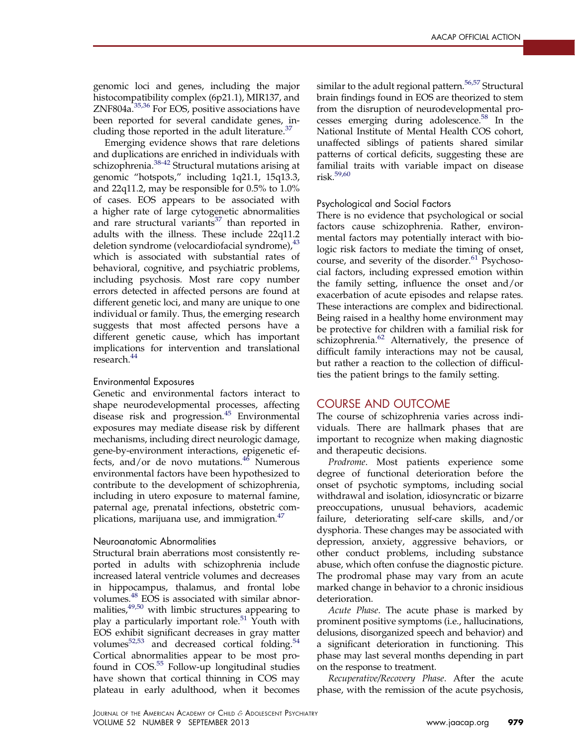genomic loci and genes, including the major histocompatibility complex (6p21.1), MIR137, and ZNF804a.[35,36] For EOS, positive associations have been reported for several candidate genes, including those reported in the adult literature.[37]

Emerging evidence shows that rare deletions and duplications are enriched in individuals with schizophrenia.[38-42] Structural mutations arising at genomic "hotspots," including 1q21.1, 15q13.3, and 22q11.2, may be responsible for 0.5% to 1.0% of cases. EOS appears to be associated with a higher rate of large cytogenetic abnormalities and rare structural variants[37] than reported in adults with the illness. These include 22q11.2 deletion syndrome (velocardiofacial syndrome),[43] which is associated with substantial rates of behavioral, cognitive, and psychiatric problems, including psychosis. Most rare copy number errors detected in affected persons are found at different genetic loci, and many are unique to one individual or family. Thus, the emerging research suggests that most affected persons have a different genetic cause, which has important implications for intervention and translational research.[44]

### Environmental Exposures

Genetic and environmental factors interact to shape neurodevelopmental processes, affecting disease risk and progression.[45] Environmental exposures may mediate disease risk by different mechanisms, including direct neurologic damage, gene-by-environment interactions, epigenetic effects, and/or de novo mutations.[46] Numerous environmental factors have been hypothesized to contribute to the development of schizophrenia, including in utero exposure to maternal famine, paternal age, prenatal infections, obstetric complications, marijuana use, and immigration.[47]

### Neuroanatomic Abnormalities

Structural brain aberrations most consistently reported in adults with schizophrenia include increased lateral ventricle volumes and decreases in hippocampus, thalamus, and frontal lobe volumes.[48] EOS is associated with similar abnormalities,[49,50] with limbic structures appearing to play a particularly important role.[51] Youth with EOS exhibit significant decreases in gray matter volumes[52,53] and decreased cortical folding.[54] Cortical abnormalities appear to be most profound in COS.[55] Follow-up longitudinal studies have shown that cortical thinning in COS may plateau in early adulthood, when it becomes similar to the adult regional pattern.[56,57] Structural brain findings found in EOS are theorized to stem from the disruption of neurodevelopmental processes emerging during adolescence.[58] In the National Institute of Mental Health COS cohort, unaffected siblings of patients shared similar patterns of cortical deficits, suggesting these are familial traits with variable impact on disease risk.[59,60]

### Psychological and Social Factors

There is no evidence that psychological or social factors cause schizophrenia. Rather, environmental factors may potentially interact with biologic risk factors to mediate the timing of onset, course, and severity of the disorder.[61] Psychosocial factors, including expressed emotion within the family setting, influence the onset and/or exacerbation of acute episodes and relapse rates. These interactions are complex and bidirectional. Being raised in a healthy home environment may be protective for children with a familial risk for schizophrenia.[62] Alternatively, the presence of difficult family interactions may not be causal, but rather a reaction to the collection of difficulties the patient brings to the family setting.

## COURSE AND OUTCOME

The course of schizophrenia varies across individuals. There are hallmark phases that are important to recognize when making diagnostic and therapeutic decisions.

*Prodrome*. Most patients experience some degree of functional deterioration before the onset of psychotic symptoms, including social withdrawal and isolation, idiosyncratic or bizarre preoccupations, unusual behaviors, academic failure, deteriorating self-care skills, and/or dysphoria. These changes may be associated with depression, anxiety, aggressive behaviors, or other conduct problems, including substance abuse, which often confuse the diagnostic picture. The prodromal phase may vary from an acute marked change in behavior to a chronic insidious deterioration.

*Acute Phase*. The acute phase is marked by prominent positive symptoms (i.e., hallucinations, delusions, disorganized speech and behavior) and a significant deterioration in functioning. This phase may last several months depending in part on the response to treatment.

*Recuperative/Recovery Phase*. After the acute phase, with the remission of the acute psychosis,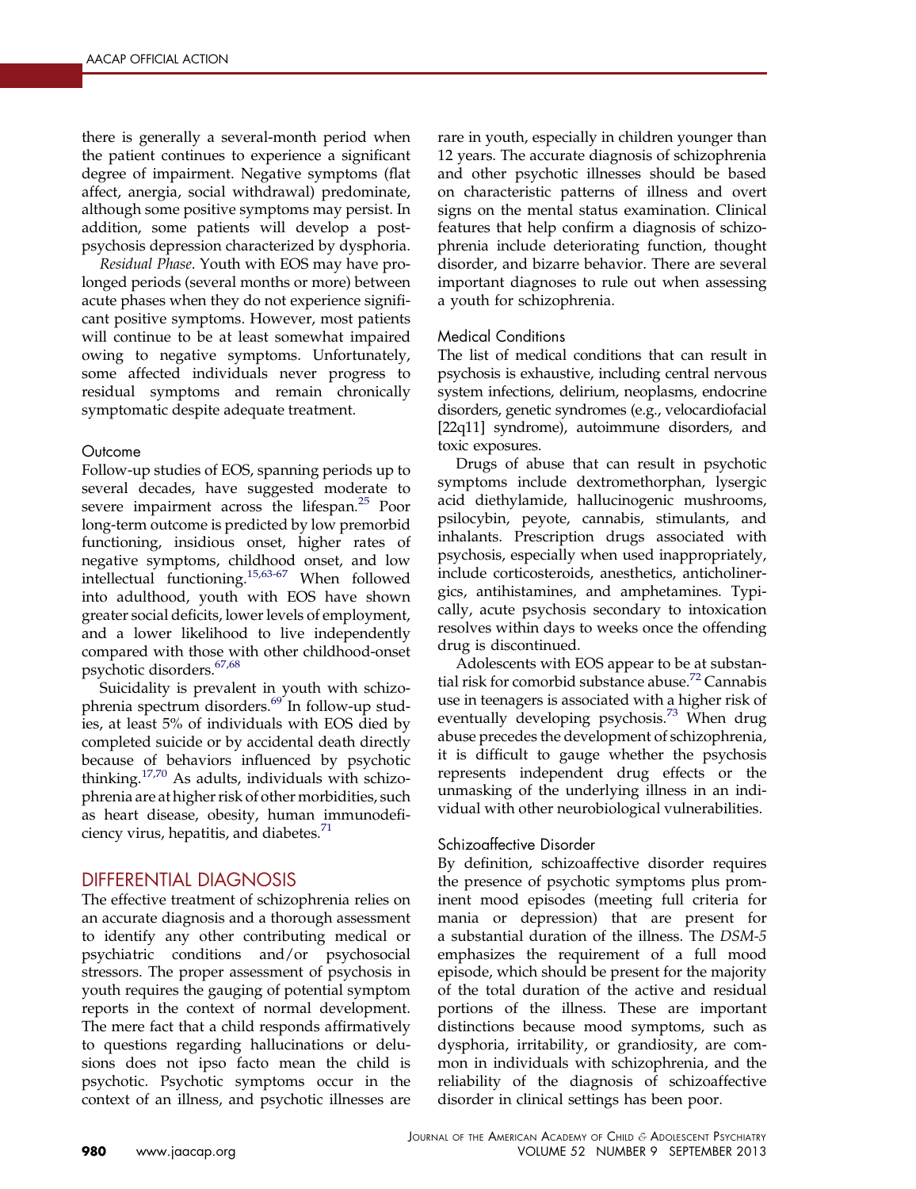there is generally a several-month period when the patient continues to experience a significant degree of impairment. Negative symptoms (flat affect, anergia, social withdrawal) predominate, although some positive symptoms may persist. In addition, some patients will develop a post-psychosis depression characterized by dysphoria.

*Residual Phase*. Youth with EOS may have prolonged periods (several months or more) between acute phases when they do not experience significant positive symptoms. However, most patients will continue to be at least somewhat impaired owing to negative symptoms. Unfortunately, some affected individuals never progress to residual symptoms and remain chronically symptomatic despite adequate treatment.

### Outcome

Follow-up studies of EOS, spanning periods up to several decades, have suggested moderate to severe impairment across the lifespan.[25] Poor long-term outcome is predicted by low premorbid functioning, insidious onset, higher rates of negative symptoms, childhood onset, and low intellectual functioning.[15,63-67] When followed into adulthood, youth with EOS have shown greater social deficits, lower levels of employment, and a lower likelihood to live independently compared with those with other childhood-onset psychotic disorders.[67,68]

Suicidality is prevalent in youth with schizophrenia spectrum disorders.[69] In follow-up studies, at least 5% of individuals with EOS died by completed suicide or by accidental death directly because of behaviors influenced by psychotic thinking.[17,70] As adults, individuals with schizophrenia are at higher risk of other morbidities, such as heart disease, obesity, human immunodeficiency virus, hepatitis, and diabetes.[71]

## DIFFERENTIAL DIAGNOSIS

The effective treatment of schizophrenia relies on an accurate diagnosis and a thorough assessment to identify any other contributing medical or psychiatric conditions and/or psychosocial stressors. The proper assessment of psychosis in youth requires the gauging of potential symptom reports in the context of normal development. The mere fact that a child responds affirmatively to questions regarding hallucinations or delusions does not ipso facto mean the child is psychotic. Psychotic symptoms occur in the context of an illness, and psychotic illnesses are rare in youth, especially in children younger than 12 years. The accurate diagnosis of schizophrenia and other psychotic illnesses should be based on characteristic patterns of illness and overt signs on the mental status examination. Clinical features that help confirm a diagnosis of schizophrenia include deteriorating function, thought disorder, and bizarre behavior. There are several important diagnoses to rule out when assessing a youth for schizophrenia.

### Medical Conditions

The list of medical conditions that can result in psychosis is exhaustive, including central nervous system infections, delirium, neoplasms, endocrine disorders, genetic syndromes (e.g., velocardiofacial [22q11] syndrome), autoimmune disorders, and toxic exposures.

Drugs of abuse that can result in psychotic symptoms include dextromethorphan, lysergic acid diethylamide, hallucinogenic mushrooms, psilocybin, peyote, cannabis, stimulants, and inhalants. Prescription drugs associated with psychosis, especially when used inappropriately, include corticosteroids, anesthetics, anticholinergics, antihistamines, and amphetamines. Typically, acute psychosis secondary to intoxication resolves within days to weeks once the offending drug is discontinued.

Adolescents with EOS appear to be at substantial risk for comorbid substance abuse.[72] Cannabis use in teenagers is associated with a higher risk of eventually developing psychosis.[73] When drug abuse precedes the development of schizophrenia, it is difficult to gauge whether the psychosis represents independent drug effects or the unmasking of the underlying illness in an individual with other neurobiological vulnerabilities.

### Schizoaffective Disorder

By definition, schizoaffective disorder requires the presence of psychotic symptoms plus prominent mood episodes (meeting full criteria for mania or depression) that are present for a substantial duration of the illness. The *DSM-5* emphasizes the requirement of a full mood episode, which should be present for the majority of the total duration of the active and residual portions of the illness. These are important distinctions because mood symptoms, such as dysphoria, irritability, or grandiosity, are common in individuals with schizophrenia, and the reliability of the diagnosis of schizoaffective disorder in clinical settings has been poor.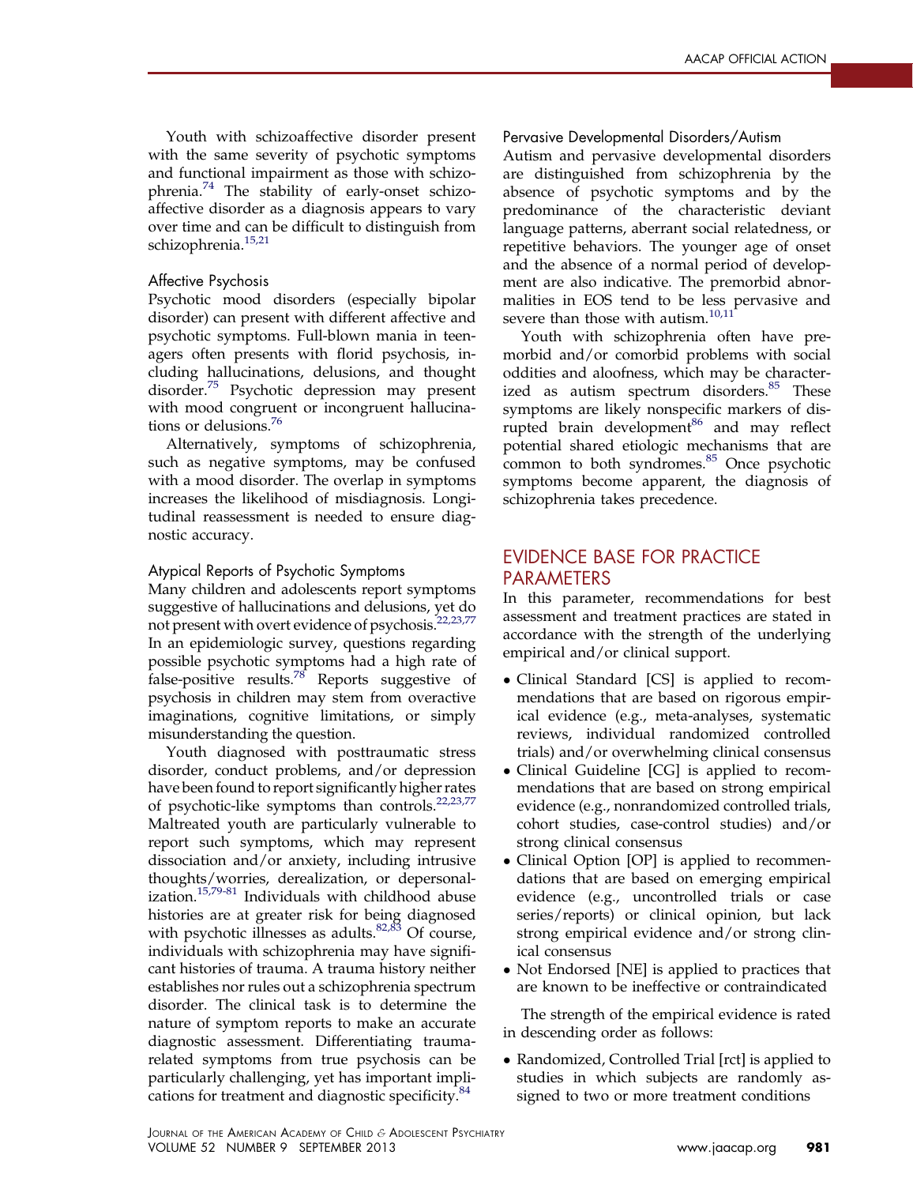Youth with schizoaffective disorder present with the same severity of psychotic symptoms and functional impairment as those with schizophrenia.[74] The stability of early-onset schizoaffective disorder as a diagnosis appears to vary over time and can be difficult to distinguish from schizophrenia.[15,21]

### Affective Psychosis

Psychotic mood disorders (especially bipolar disorder) can present with different affective and psychotic symptoms. Full-blown mania in teenagers often presents with florid psychosis, including hallucinations, delusions, and thought disorder.[75] Psychotic depression may present with mood congruent or incongruent hallucinations or delusions.[76]

Alternatively, symptoms of schizophrenia, such as negative symptoms, may be confused with a mood disorder. The overlap in symptoms increases the likelihood of misdiagnosis. Longitudinal reassessment is needed to ensure diagnostic accuracy.

### Atypical Reports of Psychotic Symptoms

Many children and adolescents report symptoms suggestive of hallucinations and delusions, yet do not present with overt evidence of psychosis.[22,23,77] In an epidemiologic survey, questions regarding possible psychotic symptoms had a high rate of false-positive results.[78] Reports suggestive of psychosis in children may stem from overactive imaginations, cognitive limitations, or simply misunderstanding the question.

Youth diagnosed with posttraumatic stress disorder, conduct problems, and/or depression have been found to report significantly higher rates of psychotic-like symptoms than controls.[22,23,77] Maltreated youth are particularly vulnerable to report such symptoms, which may represent dissociation and/or anxiety, including intrusive thoughts/worries, derealization, or depersonalization.[15,79-81] Individuals with childhood abuse histories are at greater risk for being diagnosed with psychotic illnesses as adults.[82,83] Of course, individuals with schizophrenia may have significant histories of trauma. A trauma history neither establishes nor rules out a schizophrenia spectrum disorder. The clinical task is to determine the nature of symptom reports to make an accurate diagnostic assessment. Differentiating trauma-related symptoms from true psychosis can be particularly challenging, yet has important implications for treatment and diagnostic specificity.[84]

### Pervasive Developmental Disorders/Autism

Autism and pervasive developmental disorders are distinguished from schizophrenia by the absence of psychotic symptoms and by the predominance of the characteristic deviant language patterns, aberrant social relatedness, or repetitive behaviors. The younger age of onset and the absence of a normal period of development are also indicative. The premorbid abnormalities in EOS tend to be less pervasive and severe than those with autism.[10,11]

Youth with schizophrenia often have premorbid and/or comorbid problems with social oddities and aloofness, which may be characterized as autism spectrum disorders.[85] These symptoms are likely nonspecific markers of disrupted brain development[86] and may reflect potential shared etiologic mechanisms that are common to both syndromes.[85] Once psychotic symptoms become apparent, the diagnosis of schizophrenia takes precedence.

## EVIDENCE BASE FOR PRACTICE PARAMETERS

In this parameter, recommendations for best assessment and treatment practices are stated in accordance with the strength of the underlying empirical and/or clinical support.

- Clinical Standard [CS] is applied to recommendations that are based on rigorous empirical evidence (e.g., meta-analyses, systematic reviews, individual randomized controlled trials) and/or overwhelming clinical consensus
- Clinical Guideline [CG] is applied to recommendations that are based on strong empirical evidence (e.g., nonrandomized controlled trials, cohort studies, case-control studies) and/or strong clinical consensus
- Clinical Option [OP] is applied to recommendations that are based on emerging empirical evidence (e.g., uncontrolled trials or case series/reports) or clinical opinion, but lack strong empirical evidence and/or strong clinical consensus
- Not Endorsed [NE] is applied to practices that are known to be ineffective or contraindicated

The strength of the empirical evidence is rated in descending order as follows:

- Randomized, Controlled Trial [rct] is applied to studies in which subjects are randomly assigned to two or more treatment conditions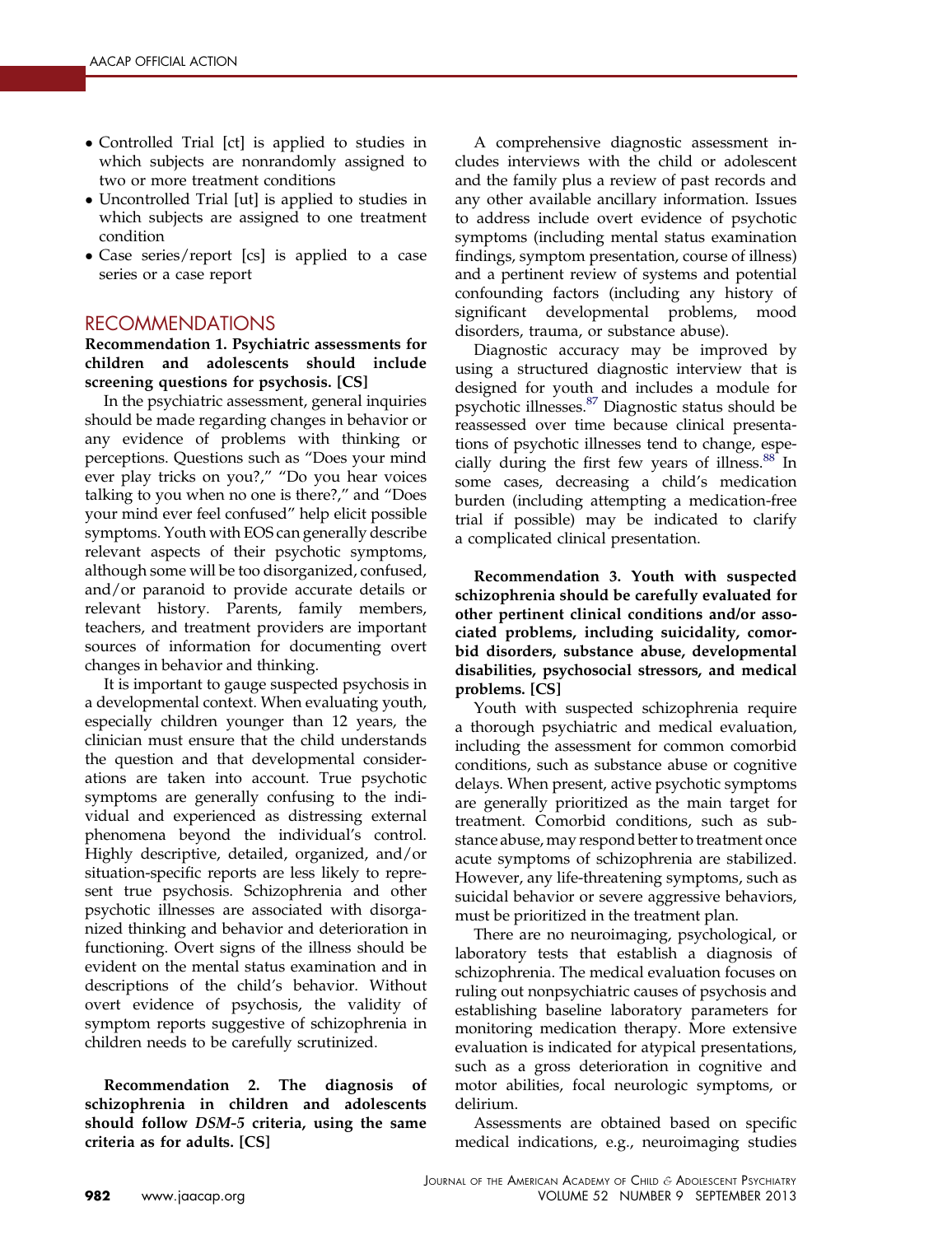- Controlled Trial [ct] is applied to studies in which subjects are nonrandomly assigned to two or more treatment conditions
- Uncontrolled Trial [ut] is applied to studies in which subjects are assigned to one treatment condition
- Case series/report [cs] is applied to a case series or a case report

## RECOMMENDATIONS

**Recommendation 1. Psychiatric assessments for children and adolescents should include screening questions for psychosis. [CS]**

In the psychiatric assessment, general inquiries should be made regarding changes in behavior or any evidence of problems with thinking or perceptions. Questions such as "Does your mind ever play tricks on you?," "Do you hear voices talking to you when no one is there?," and "Does your mind ever feel confused" help elicit possible symptoms. Youth with EOS can generally describe relevant aspects of their psychotic symptoms, although some will be too disorganized, confused, and/or paranoid to provide accurate details or relevant history. Parents, family members, teachers, and treatment providers are important sources of information for documenting overt changes in behavior and thinking.

It is important to gauge suspected psychosis in a developmental context. When evaluating youth, especially children younger than 12 years, the clinician must ensure that the child understands the question and that developmental considerations are taken into account. True psychotic symptoms are generally confusing to the individual and experienced as distressing external phenomena beyond the individual's control. Highly descriptive, detailed, organized, and/or situation-specific reports are less likely to represent true psychosis. Schizophrenia and other psychotic illnesses are associated with disorganized thinking and behavior and deterioration in functioning. Overt signs of the illness should be evident on the mental status examination and in descriptions of the child's behavior. Without overt evidence of psychosis, the validity of symptom reports suggestive of schizophrenia in children needs to be carefully scrutinized.

**Recommendation 2. The diagnosis of schizophrenia in children and adolescents should follow *DSM-5* criteria, using the same criteria as for adults. [CS]**

A comprehensive diagnostic assessment includes interviews with the child or adolescent and the family plus a review of past records and any other available ancillary information. Issues to address include overt evidence of psychotic symptoms (including mental status examination findings, symptom presentation, course of illness) and a pertinent review of systems and potential confounding factors (including any history of significant developmental problems, mood disorders, trauma, or substance abuse).

Diagnostic accuracy may be improved by using a structured diagnostic interview that is designed for youth and includes a module for psychotic illnesses.[87] Diagnostic status should be reassessed over time because clinical presentations of psychotic illnesses tend to change, especially during the first few years of illness.[88] In some cases, decreasing a child's medication burden (including attempting a medication-free trial if possible) may be indicated to clarify a complicated clinical presentation.

**Recommendation 3. Youth with suspected schizophrenia should be carefully evaluated for other pertinent clinical conditions and/or associated problems, including suicidality, comorbid disorders, substance abuse, developmental disabilities, psychosocial stressors, and medical problems. [CS]**

Youth with suspected schizophrenia require a thorough psychiatric and medical evaluation, including the assessment for common comorbid conditions, such as substance abuse or cognitive delays. When present, active psychotic symptoms are generally prioritized as the main target for treatment. Comorbid conditions, such as substance abuse, may respond better to treatment once acute symptoms of schizophrenia are stabilized. However, any life-threatening symptoms, such as suicidal behavior or severe aggressive behaviors, must be prioritized in the treatment plan.

There are no neuroimaging, psychological, or laboratory tests that establish a diagnosis of schizophrenia. The medical evaluation focuses on ruling out nonpsychiatric causes of psychosis and establishing baseline laboratory parameters for monitoring medication therapy. More extensive evaluation is indicated for atypical presentations, such as a gross deterioration in cognitive and motor abilities, focal neurologic symptoms, or delirium.

Assessments are obtained based on specific medical indications, e.g., neuroimaging studies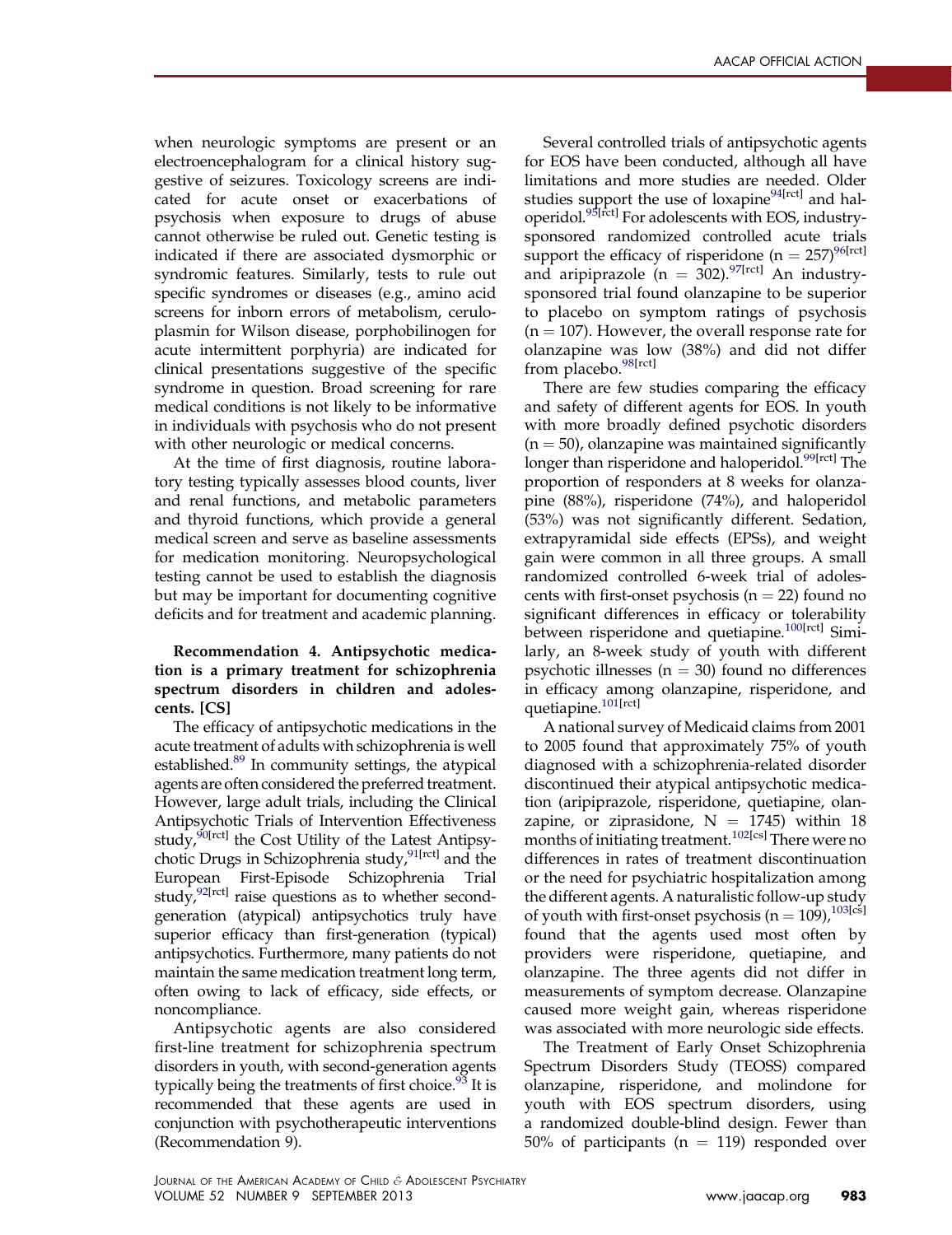when neurologic symptoms are present or an electroencephalogram for a clinical history suggestive of seizures. Toxicology screens are indicated for acute onset or exacerbations of psychosis when exposure to drugs of abuse cannot otherwise be ruled out. Genetic testing is indicated if there are associated dysmorphic or syndromic features. Similarly, tests to rule out specific syndromes or diseases (e.g., amino acid screens for inborn errors of metabolism, ceruloplasmin for Wilson disease, porphobilinogen for acute intermittent porphyria) are indicated for clinical presentations suggestive of the specific syndrome in question. Broad screening for rare medical conditions is not likely to be informative in individuals with psychosis who do not present with other neurologic or medical concerns.

At the time of first diagnosis, routine laboratory testing typically assesses blood counts, liver and renal functions, and metabolic parameters and thyroid functions, which provide a general medical screen and serve as baseline assessments for medication monitoring. Neuropsychological testing cannot be used to establish the diagnosis but may be important for documenting cognitive deficits and for treatment and academic planning.

**Recommendation 4. Antipsychotic medication is a primary treatment for schizophrenia spectrum disorders in children and adolescents. [CS]**

The efficacy of antipsychotic medications in the acute treatment of adults with schizophrenia is well established.[89] In community settings, the atypical agents are often considered the preferred treatment. However, large adult trials, including the Clinical Antipsychotic Trials of Intervention Effectiveness study,[90[rct]] the Cost Utility of the Latest Antipsychotic Drugs in Schizophrenia study,[91[rct]] and the European First-Episode Schizophrenia Trial study,[92[rct]] raise questions as to whether second-generation (atypical) antipsychotics truly have superior efficacy than first-generation (typical) antipsychotics. Furthermore, many patients do not maintain the same medication treatment long term, often owing to lack of efficacy, side effects, or noncompliance.

Antipsychotic agents are also considered first-line treatment for schizophrenia spectrum disorders in youth, with second-generation agents typically being the treatments of first choice.[93] It is recommended that these agents are used in conjunction with psychotherapeutic interventions (Recommendation 9).

Several controlled trials of antipsychotic agents for EOS have been conducted, although all have limitations and more studies are needed. Older studies support the use of loxapine[94[rct]] and haloperidol.[95[rct]] For adolescents with EOS, industry-sponsored randomized controlled acute trials support the efficacy of risperidone ($n = 257$)[96[rct]] and aripiprazole ($n = 302$).[97[rct]] An industry-sponsored trial found olanzapine to be superior to placebo on symptom ratings of psychosis ($n = 107$). However, the overall response rate for olanzapine was low (38%) and did not differ from placebo.[98[rct]]

There are few studies comparing the efficacy and safety of different agents for EOS. In youth with more broadly defined psychotic disorders ($n = 50$), olanzapine was maintained significantly longer than risperidone and haloperidol.[99[rct]] The proportion of responders at 8 weeks for olanzapine (88%), risperidone (74%), and haloperidol (53%) was not significantly different. Sedation, extrapyramidal side effects (EPSs), and weight gain were common in all three groups. A small randomized controlled 6-week trial of adolescents with first-onset psychosis ($n = 22$) found no significant differences in efficacy or tolerability between risperidone and quetiapine.[100[rct]] Similarly, an 8-week study of youth with different psychotic illnesses ($n = 30$) found no differences in efficacy among olanzapine, risperidone, and quetiapine.[101[rct]]

A national survey of Medicaid claims from 2001 to 2005 found that approximately 75% of youth diagnosed with a schizophrenia-related disorder discontinued their atypical antipsychotic medication (aripiprazole, risperidone, quetiapine, olanzapine, or ziprasidone, $N = 1745$) within 18 months of initiating treatment.[102[cs]] There were no differences in rates of treatment discontinuation or the need for psychiatric hospitalization among the different agents. A naturalistic follow-up study of youth with first-onset psychosis ($n = 109$),[103[cs]] found that the agents used most often by providers were risperidone, quetiapine, and olanzapine. The three agents did not differ in measurements of symptom decrease. Olanzapine caused more weight gain, whereas risperidone was associated with more neurologic side effects.

The Treatment of Early Onset Schizophrenia Spectrum Disorders Study (TEOSS) compared olanzapine, risperidone, and molindone for youth with EOS spectrum disorders, using a randomized double-blind design. Fewer than 50% of participants ($n = 119$) responded over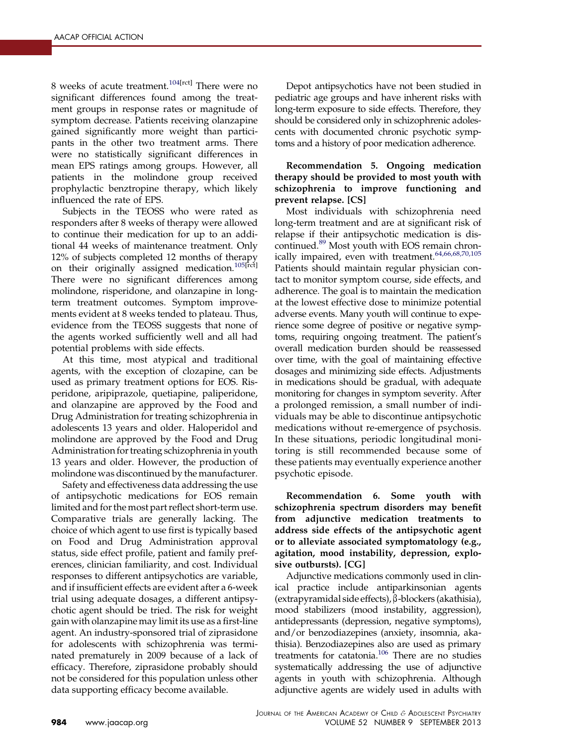8 weeks of acute treatment.[104][rct] There were no significant differences found among the treatment groups in response rates or magnitude of symptom decrease. Patients receiving olanzapine gained significantly more weight than participants in the other two treatment arms. There were no statistically significant differences in mean EPS ratings among groups. However, all patients in the molindone group received prophylactic benztropine therapy, which likely influenced the rate of EPS.

Subjects in the TEOSS who were rated as responders after 8 weeks of therapy were allowed to continue their medication for up to an additional 44 weeks of maintenance treatment. Only 12% of subjects completed 12 months of therapy on their originally assigned medication.[105][rct] There were no significant differences among molindone, risperidone, and olanzapine in long-term treatment outcomes. Symptom improvements evident at 8 weeks tended to plateau. Thus, evidence from the TEOSS suggests that none of the agents worked sufficiently well and all had potential problems with side effects.

At this time, most atypical and traditional agents, with the exception of clozapine, can be used as primary treatment options for EOS. Risperidone, aripiprazole, quetiapine, paliperidone, and olanzapine are approved by the Food and Drug Administration for treating schizophrenia in adolescents 13 years and older. Haloperidol and molindone are approved by the Food and Drug Administration for treating schizophrenia in youth 13 years and older. However, the production of molindone was discontinued by the manufacturer.

Safety and effectiveness data addressing the use of antipsychotic medications for EOS remain limited and for the most part reflect short-term use. Comparative trials are generally lacking. The choice of which agent to use first is typically based on Food and Drug Administration approval status, side effect profile, patient and family preferences, clinician familiarity, and cost. Individual responses to different antipsychotics are variable, and if insufficient effects are evident after a 6-week trial using adequate dosages, a different antipsychotic agent should be tried. The risk for weight gain with olanzapine may limit its use as a first-line agent. An industry-sponsored trial of ziprasidone for adolescents with schizophrenia was terminated prematurely in 2009 because of a lack of efficacy. Therefore, ziprasidone probably should not be considered for this population unless other data supporting efficacy become available.

Depot antipsychotics have not been studied in pediatric age groups and have inherent risks with long-term exposure to side effects. Therefore, they should be considered only in schizophrenic adolescents with documented chronic psychotic symptoms and a history of poor medication adherence.

**Recommendation 5. Ongoing medication therapy should be provided to most youth with schizophrenia to improve functioning and prevent relapse. [CS]**

Most individuals with schizophrenia need long-term treatment and are at significant risk of relapse if their antipsychotic medication is discontinued.[89] Most youth with EOS remain chronically impaired, even with treatment.[64,66,68,70,105] Patients should maintain regular physician contact to monitor symptom course, side effects, and adherence. The goal is to maintain the medication at the lowest effective dose to minimize potential adverse events. Many youth will continue to experience some degree of positive or negative symptoms, requiring ongoing treatment. The patient's overall medication burden should be reassessed over time, with the goal of maintaining effective dosages and minimizing side effects. Adjustments in medications should be gradual, with adequate monitoring for changes in symptom severity. After a prolonged remission, a small number of individuals may be able to discontinue antipsychotic medications without re-emergence of psychosis. In these situations, periodic longitudinal monitoring is still recommended because some of these patients may eventually experience another psychotic episode.

**Recommendation 6. Some youth with schizophrenia spectrum disorders may benefit from adjunctive medication treatments to address side effects of the antipsychotic agent or to alleviate associated symptomatology (e.g., agitation, mood instability, depression, explosive outbursts). [CG]**

Adjunctive medications commonly used in clinical practice include antiparkinsonian agents (extrapyramidal side effects), β-blockers (akathisia), mood stabilizers (mood instability, aggression), antidepressants (depression, negative symptoms), and/or benzodiazepines (anxiety, insomnia, akathisia). Benzodiazepines also are used as primary treatments for catatonia.[106] There are no studies systematically addressing the use of adjunctive agents in youth with schizophrenia. Although adjunctive agents are widely used in adults with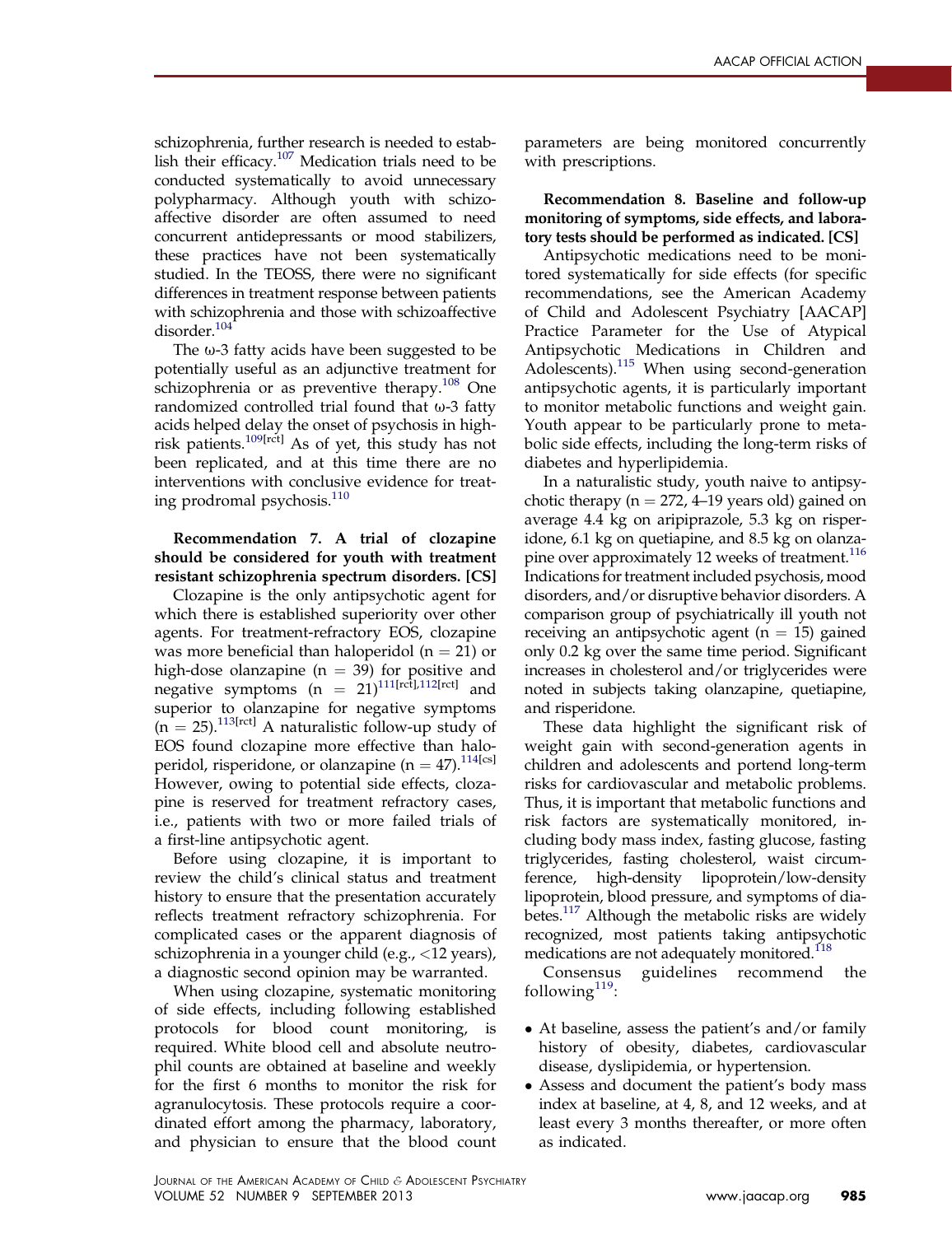schizophrenia, further research is needed to establish their efficacy.[107] Medication trials need to be conducted systematically to avoid unnecessary polypharmacy. Although youth with schizoaffective disorder are often assumed to need concurrent antidepressants or mood stabilizers, these practices have not been systematically studied. In the TEOSS, there were no significant differences in treatment response between patients with schizophrenia and those with schizoaffective disorder.[104]

The ω-3 fatty acids have been suggested to be potentially useful as an adjunctive treatment for schizophrenia or as preventive therapy.[108] One randomized controlled trial found that ω-3 fatty acids helped delay the onset of psychosis in high-risk patients.[109[rct]] As of yet, this study has not been replicated, and at this time there are no interventions with conclusive evidence for treating prodromal psychosis.[110]

**Recommendation 7. A trial of clozapine should be considered for youth with treatment resistant schizophrenia spectrum disorders. [CS]**

Clozapine is the only antipsychotic agent for which there is established superiority over other agents. For treatment-refractory EOS, clozapine was more beneficial than haloperidol (n = 21) or high-dose olanzapine (n = 39) for positive and negative symptoms (n = 21)[111[rct],112[rct]] and superior to olanzapine for negative symptoms (n = 25).[113[rct]] A naturalistic follow-up study of EOS found clozapine more effective than haloperidol, risperidone, or olanzapine (n = 47).[114[cs]] However, owing to potential side effects, clozapine is reserved for treatment refractory cases, i.e., patients with two or more failed trials of a first-line antipsychotic agent.

Before using clozapine, it is important to review the child's clinical status and treatment history to ensure that the presentation accurately reflects treatment refractory schizophrenia. For complicated cases or the apparent diagnosis of schizophrenia in a younger child (e.g., <12 years), a diagnostic second opinion may be warranted.

When using clozapine, systematic monitoring of side effects, including following established protocols for blood count monitoring, is required. White blood cell and absolute neutrophil counts are obtained at baseline and weekly for the first 6 months to monitor the risk for agranulocytosis. These protocols require a coordinated effort among the pharmacy, laboratory, and physician to ensure that the blood count parameters are being monitored concurrently with prescriptions.

**Recommendation 8. Baseline and follow-up monitoring of symptoms, side effects, and laboratory tests should be performed as indicated. [CS]**

Antipsychotic medications need to be monitored systematically for side effects (for specific recommendations, see the American Academy of Child and Adolescent Psychiatry [AACAP] Practice Parameter for the Use of Atypical Antipsychotic Medications in Children and Adolescents).[115] When using second-generation antipsychotic agents, it is particularly important to monitor metabolic functions and weight gain. Youth appear to be particularly prone to metabolic side effects, including the long-term risks of diabetes and hyperlipidemia.

In a naturalistic study, youth naive to antipsychotic therapy (n = 272, 4–19 years old) gained on average 4.4 kg on aripiprazole, 5.3 kg on risperidone, 6.1 kg on quetiapine, and 8.5 kg on olanzapine over approximately 12 weeks of treatment.[116] Indications for treatment included psychosis, mood disorders, and/or disruptive behavior disorders. A comparison group of psychiatrically ill youth not receiving an antipsychotic agent (n = 15) gained only 0.2 kg over the same time period. Significant increases in cholesterol and/or triglycerides were noted in subjects taking olanzapine, quetiapine, and risperidone.

These data highlight the significant risk of weight gain with second-generation agents in children and adolescents and portend long-term risks for cardiovascular and metabolic problems. Thus, it is important that metabolic functions and risk factors are systematically monitored, including body mass index, fasting glucose, fasting triglycerides, fasting cholesterol, waist circumference, high-density lipoprotein/low-density lipoprotein, blood pressure, and symptoms of diabetes.[117] Although the metabolic risks are widely recognized, most patients taking antipsychotic medications are not adequately monitored.[118]

Consensus guidelines recommend the following[119]:

- At baseline, assess the patient's and/or family history of obesity, diabetes, cardiovascular disease, dyslipidemia, or hypertension.
- Assess and document the patient's body mass index at baseline, at 4, 8, and 12 weeks, and at least every 3 months thereafter, or more often as indicated.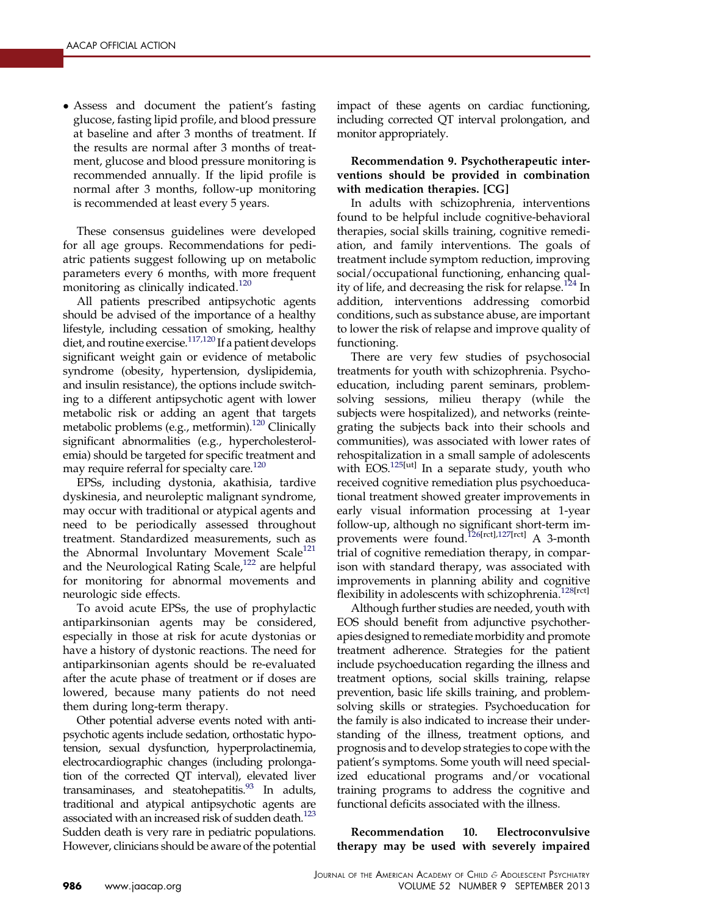- Assess and document the patient's fasting glucose, fasting lipid profile, and blood pressure at baseline and after 3 months of treatment. If the results are normal after 3 months of treatment, glucose and blood pressure monitoring is recommended annually. If the lipid profile is normal after 3 months, follow-up monitoring is recommended at least every 5 years.

These consensus guidelines were developed for all age groups. Recommendations for pediatric patients suggest following up on metabolic parameters every 6 months, with more frequent monitoring as clinically indicated.[120]

All patients prescribed antipsychotic agents should be advised of the importance of a healthy lifestyle, including cessation of smoking, healthy diet, and routine exercise.[117,120] If a patient develops significant weight gain or evidence of metabolic syndrome (obesity, hypertension, dyslipidemia, and insulin resistance), the options include switching to a different antipsychotic agent with lower metabolic risk or adding an agent that targets metabolic problems (e.g., metformin).[120] Clinically significant abnormalities (e.g., hypercholesterolemia) should be targeted for specific treatment and may require referral for specialty care.[120]

EPSs, including dystonia, akathisia, tardive dyskinesia, and neuroleptic malignant syndrome, may occur with traditional or atypical agents and need to be periodically assessed throughout treatment. Standardized measurements, such as the Abnormal Involuntary Movement Scale[121] and the Neurological Rating Scale,[122] are helpful for monitoring for abnormal movements and neurologic side effects.

To avoid acute EPSs, the use of prophylactic antiparkinsonian agents may be considered, especially in those at risk for acute dystonias or have a history of dystonic reactions. The need for antiparkinsonian agents should be re-evaluated after the acute phase of treatment or if doses are lowered, because many patients do not need them during long-term therapy.

Other potential adverse events noted with antipsychotic agents include sedation, orthostatic hypotension, sexual dysfunction, hyperprolactinemia, electrocardiographic changes (including prolongation of the corrected QT interval), elevated liver transaminases, and steatohepatitis.[93] In adults, traditional and atypical antipsychotic agents are associated with an increased risk of sudden death.[123] Sudden death is very rare in pediatric populations. However, clinicians should be aware of the potential impact of these agents on cardiac functioning, including corrected QT interval prolongation, and monitor appropriately.

**Recommendation 9. Psychotherapeutic interventions should be provided in combination with medication therapies. [CG]**

In adults with schizophrenia, interventions found to be helpful include cognitive-behavioral therapies, social skills training, cognitive remediation, and family interventions. The goals of treatment include symptom reduction, improving social/occupational functioning, enhancing quality of life, and decreasing the risk for relapse.[124] In addition, interventions addressing comorbid conditions, such as substance abuse, are important to lower the risk of relapse and improve quality of functioning.

There are very few studies of psychosocial treatments for youth with schizophrenia. Psychoeducation, including parent seminars, problem-solving sessions, milieu therapy (while the subjects were hospitalized), and networks (reintegrating the subjects back into their schools and communities), was associated with lower rates of rehospitalization in a small sample of adolescents with EOS.[125[ut]] In a separate study, youth who received cognitive remediation plus psychoeducational treatment showed greater improvements in early visual information processing at 1-year follow-up, although no significant short-term improvements were found.[126[rct],127[rct]] A 3-month trial of cognitive remediation therapy, in comparison with standard therapy, was associated with improvements in planning ability and cognitive flexibility in adolescents with schizophrenia.[128[rct]]

Although further studies are needed, youth with EOS should benefit from adjunctive psychotherapies designed to remediate morbidity and promote treatment adherence. Strategies for the patient include psychoeducation regarding the illness and treatment options, social skills training, relapse prevention, basic life skills training, and problem-solving skills or strategies. Psychoeducation for the family is also indicated to increase their understanding of the illness, treatment options, and prognosis and to develop strategies to cope with the patient's symptoms. Some youth will need specialized educational programs and/or vocational training programs to address the cognitive and functional deficits associated with the illness.

**Recommendation 10. Electroconvulsive therapy may be used with severely impaired**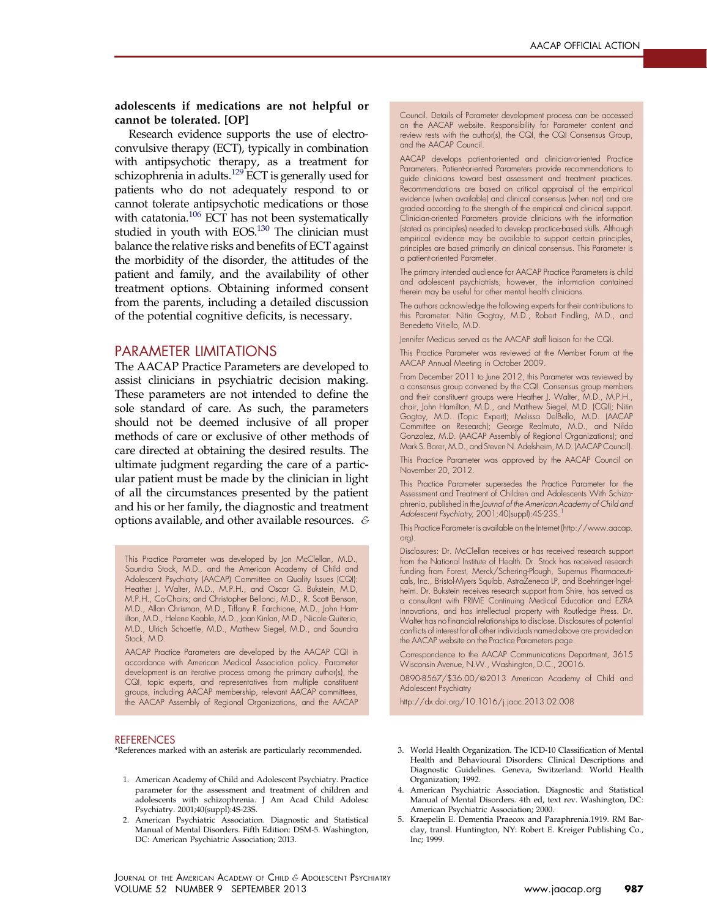**adolescents if medications are not helpful or cannot be tolerated. [OP]**

Research evidence supports the use of electroconvulsive therapy (ECT), typically in combination with antipsychotic therapy, as a treatment for schizophrenia in adults.[129] ECT is generally used for patients who do not adequately respond to or cannot tolerate antipsychotic medications or those with catatonia.[106] ECT has not been systematically studied in youth with EOS.[130] The clinician must balance the relative risks and benefits of ECT against the morbidity of the disorder, the attitudes of the patient and family, and the availability of other treatment options. Obtaining informed consent from the parents, including a detailed discussion of the potential cognitive deficits, is necessary.

## PARAMETER LIMITATIONS

The AACAP Practice Parameters are developed to assist clinicians in psychiatric decision making. These parameters are not intended to define the sole standard of care. As such, the parameters should not be deemed inclusive of all proper methods of care or exclusive of other methods of care directed at obtaining the desired results. The ultimate judgment regarding the care of a particular patient must be made by the clinician in light of all the circumstances presented by the patient and his or her family, the diagnostic and treatment options available, and other available resources. &

This Practice Parameter was developed by Jon McClellan, M.D., Saundra Stock, M.D., and the American Academy of Child and Adolescent Psychiatry (AACAP) Committee on Quality Issues (CQI): Heather J. Walter, M.D., M.P.H., and Oscar G. Bukstein, M.D, M.P.H., Co-Chairs; and Christopher Bellonci, M.D., R. Scott Benson, M.D., Allan Chrisman, M.D., Tiffany R. Farchione, M.D., John Hamilton, M.D., Helene Keable, M.D., Joan Kinlan, M.D., Nicole Quiterio, M.D., Ulrich Schoettle, M.D., Matthew Siegel, M.D., and Saundra Stock, M.D.

AACAP Practice Parameters are developed by the AACAP CQI in accordance with American Medical Association policy. Parameter development is an iterative process among the primary author(s), the CQI, topic experts, and representatives from multiple constituent groups, including AACAP membership, relevant AACAP committees, the AACAP Assembly of Regional Organizations, and the AACAP Council. Details of Parameter development process can be accessed on the AACAP website. Responsibility for Parameter content and review rests with the author(s), the CQI, the CQI Consensus Group, and the AACAP Council.

AACAP develops patient-oriented and clinician-oriented Practice Parameters. Patient-oriented Parameters provide recommendations to guide clinicians toward best assessment and treatment practices. Recommendations are based on critical appraisal of the empirical evidence (when available) and clinical consensus (when not) and are graded according to the strength of the empirical and clinical support. Clinician-oriented Parameters provide clinicians with the information (stated as principles) needed to develop practice-based skills. Although empirical evidence may be available to support certain principles, principles are based primarily on clinical consensus. This Parameter is a patient-oriented Parameter.

The primary intended audience for AACAP Practice Parameters is child and adolescent psychiatrists; however, the information contained therein may be useful for other mental health clinicians.

The authors acknowledge the following experts for their contributions to this Parameter: Nitin Gogtay, M.D., Robert Findling, M.D., and Benedetto Vitiello, M.D.

Jennifer Medicus served as the AACAP staff liaison for the CQI.

This Practice Parameter was reviewed at the Member Forum at the AACAP Annual Meeting in October 2009.

From December 2011 to June 2012, this Parameter was reviewed by a consensus group convened by the CQI. Consensus group members and their constituent groups were Heather J. Walter, M.D., M.P.H., chair, John Hamilton, M.D., and Matthew Siegel, M.D. (CQI); Nitin Gogtay, M.D. (Topic Expert); Melissa DelBello, M.D. (AACAP Committee on Research); George Realmuto, M.D., and Nilda Gonzalez, M.D. (AACAP Assembly of Regional Organizations); and Mark S. Borer, M.D., and Steven N. Adelsheim, M.D. (AACAP Council).

This Practice Parameter was approved by the AACAP Council on November 20, 2012.

This Practice Parameter supersedes the Practice Parameter for the Assessment and Treatment of Children and Adolescents With Schizophrenia, published in the *Journal of the American Academy of Child and Adolescent Psychiatry*, 2001;40(suppl):4S-23S.[1]

This Practice Parameter is available on the Internet (http://www.aacap.org).

Disclosures: Dr. McClellan receives or has received research support from the National Institute of Health. Dr. Stock has received research funding from Forest, Merck/Schering-Plough, Supernus Pharmaceuticals, Inc., Bristol-Myers Squibb, AstraZeneca LP, and Boehringer-Ingelheim. Dr. Bukstein receives research support from Shire, has served as a consultant with PRIME Continuing Medical Education and EZRA Innovations, and has intellectual property with Routledge Press. Dr. Walter has no financial relationships to disclose. Disclosures of potential conflicts of interest for all other individuals named above are provided on the AACAP website on the Practice Parameters page.

Correspondence to the AACAP Communications Department, 3615 Wisconsin Avenue, N.W., Washington, D.C., 20016.

0890-8567/$36.00/©2013 American Academy of Child and Adolescent Psychiatry

http://dx.doi.org/10.1016/j.jaac.2013.02.008

## REFERENCES

*References marked with an asterisk are particularly recommended.

1. American Academy of Child and Adolescent Psychiatry. Practice parameter for the assessment and treatment of children and adolescents with schizophrenia. J Am Acad Child Adolesc Psychiatry. 2001;40(suppl):4S-23S.
2. American Psychiatric Association. Diagnostic and Statistical Manual of Mental Disorders. Fifth Edition: DSM-5. Washington, DC: American Psychiatric Association; 2013.
3. World Health Organization. The ICD-10 Classification of Mental Health and Behavioural Disorders: Clinical Descriptions and Diagnostic Guidelines. Geneva, Switzerland: World Health Organization; 1992.
4. American Psychiatric Association. Diagnostic and Statistical Manual of Mental Disorders. 4th ed, text rev. Washington, DC: American Psychiatric Association; 2000.
5. Kraepelin E. Dementia Praecox and Paraphrenia.1919. RM Barclay, transl. Huntington, NY: Robert E. Kreiger Publishing Co., Inc; 1999.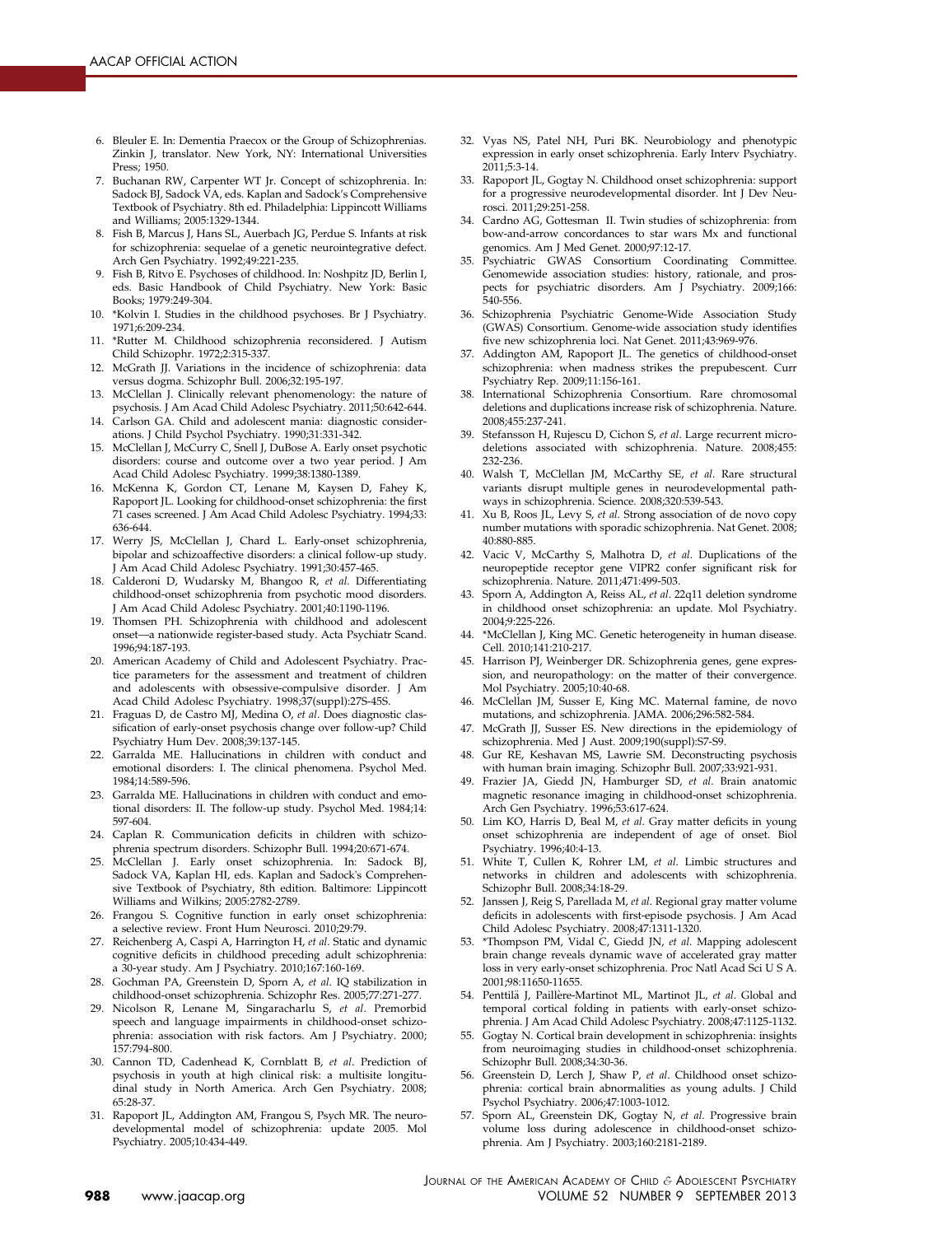6. Bleuler E. In: Dementia Praecox or the Group of Schizophrenias. Zinkin J, translator. New York, NY: International Universities Press; 1950.
7. Buchanan RW, Carpenter WT Jr. Concept of schizophrenia. In: Sadock BJ, Sadock VA, eds. Kaplan and Sadock's Comprehensive Textbook of Psychiatry. 8th ed. Philadelphia: Lippincott Williams and Williams; 2005:1329-1344.
8. Fish B, Marcus J, Hans SL, Auerbach JG, Perdue S. Infants at risk for schizophrenia: sequelae of a genetic neurointegrative defect. Arch Gen Psychiatry. 1992;49:221-235.
9. Fish B, Ritvo E. Psychoses of childhood. In: Noshpitz JD, Berlin I, eds. Basic Handbook of Child Psychiatry. New York: Basic Books; 1979:249-304.
10. *Kolvin I. Studies in the childhood psychoses. Br J Psychiatry. 1971;6:209-234.
11. *Rutter M. Childhood schizophrenia reconsidered. J Autism Child Schizophr. 1972;2:315-337.
12. McGrath JJ. Variations in the incidence of schizophrenia: data versus dogma. Schizophr Bull. 2006;32:195-197.
13. McClellan J. Clinically relevant phenomenology: the nature of psychosis. J Am Acad Child Adolesc Psychiatry. 2011;50:642-644.
14. Carlson GA. Child and adolescent mania: diagnostic considerations. J Child Psychol Psychiatry. 1990;31:331-342.
15. McClellan J, McCurry C, Snell J, DuBose A. Early onset psychotic disorders: course and outcome over a two year period. J Am Acad Child Adolesc Psychiatry. 1999;38:1380-1389.
16. McKenna K, Gordon CT, Lenane M, Kaysen D, Fahey K, Rapoport JL. Looking for childhood-onset schizophrenia: the first 71 cases screened. J Am Acad Child Adolesc Psychiatry. 1994;33: 636-644.
17. Werry JS, McClellan J, Chard L. Early-onset schizophrenia, bipolar and schizoaffective disorders: a clinical follow-up study. J Am Acad Child Adolesc Psychiatry. 1991;30:457-465.
18. Calderoni D, Wudarsky M, Bhangoo R, *et al*. Differentiating childhood-onset schizophrenia from psychotic mood disorders. J Am Acad Child Adolesc Psychiatry. 2001;40:1190-1196.
19. Thomsen PH. Schizophrenia with childhood and adolescent onset—a nationwide register-based study. Acta Psychiatr Scand. 1996;94:187-193.
20. American Academy of Child and Adolescent Psychiatry. Practice parameters for the assessment and treatment of children and adolescents with obsessive-compulsive disorder. J Am Acad Child Adolesc Psychiatry. 1998;37(suppl):27S-45S.
21. Fraguas D, de Castro MJ, Medina O, *et al*. Does diagnostic classification of early-onset psychosis change over follow-up? Child Psychiatry Hum Dev. 2008;39:137-145.
22. Garralda ME. Hallucinations in children with conduct and emotional disorders: I. The clinical phenomena. Psychol Med. 1984;14:589-596.
23. Garralda ME. Hallucinations in children with conduct and emotional disorders: II. The follow-up study. Psychol Med. 1984;14: 597-604.
24. Caplan R. Communication deficits in children with schizophrenia spectrum disorders. Schizophr Bull. 1994;20:671-674.
25. McClellan J. Early onset schizophrenia. In: Sadock BJ, Sadock VA, Kaplan HI, eds. Kaplan and Sadock's Comprehensive Textbook of Psychiatry, 8th edition. Baltimore: Lippincott Williams and Wilkins; 2005:2782-2789.
26. Frangou S. Cognitive function in early onset schizophrenia: a selective review. Front Hum Neurosci. 2010;29:79.
27. Reichenberg A, Caspi A, Harrington H, *et al*. Static and dynamic cognitive deficits in childhood preceding adult schizophrenia: a 30-year study. Am J Psychiatry. 2010;167:160-169.
28. Gochman PA, Greenstein D, Sporn A, *et al*. IQ stabilization in childhood-onset schizophrenia. Schizophr Res. 2005;77:271-277.
29. Nicolson R, Lenane M, Singaracharlu S, *et al*. Premorbid speech and language impairments in childhood-onset schizophrenia: association with risk factors. Am J Psychiatry. 2000; 157:794-800.
30. Cannon TD, Cadenhead K, Cornblatt B, *et al*. Prediction of psychosis in youth at high clinical risk: a multisite longitudinal study in North America. Arch Gen Psychiatry. 2008; 65:28-37.
31. Rapoport JL, Addington AM, Frangou S, Psych MR. The neurodevelopmental model of schizophrenia: update 2005. Mol Psychiatry. 2005;10:434-449.
32. Vyas NS, Patel NH, Puri BK. Neurobiology and phenotypic expression in early onset schizophrenia. Early Interv Psychiatry. 2011;5:3-14.
33. Rapoport JL, Gogtay N. Childhood onset schizophrenia: support for a progressive neurodevelopmental disorder. Int J Dev Neurosci. 2011;29:251-258.
34. Cardno AG, Gottesman II. Twin studies of schizophrenia: from bow-and-arrow concordances to star wars Mx and functional genomics. Am J Med Genet. 2000;97:12-17.
35. Psychiatric GWAS Consortium Coordinating Committee. Genomewide association studies: history, rationale, and prospects for psychiatric disorders. Am J Psychiatry. 2009;166: 540-556.
36. Schizophrenia Psychiatric Genome-Wide Association Study (GWAS) Consortium. Genome-wide association study identifies five new schizophrenia loci. Nat Genet. 2011;43:969-976.
37. Addington AM, Rapoport JL. The genetics of childhood-onset schizophrenia: when madness strikes the prepubescent. Curr Psychiatry Rep. 2009;11:156-161.
38. International Schizophrenia Consortium. Rare chromosomal deletions and duplications increase risk of schizophrenia. Nature. 2008;455:237-241.
39. Stefansson H, Rujescu D, Cichon S, *et al*. Large recurrent microdeletions associated with schizophrenia. Nature. 2008;455: 232-236.
40. Walsh T, McClellan JM, McCarthy SE, *et al*. Rare structural variants disrupt multiple genes in neurodevelopmental pathways in schizophrenia. Science. 2008;320:539-543.
41. Xu B, Roos JL, Levy S, *et al*. Strong association of de novo copy number mutations with sporadic schizophrenia. Nat Genet. 2008; 40:880-885.
42. Vacic V, McCarthy S, Malhotra D, *et al*. Duplications of the neuropeptide receptor gene VIPR2 confer significant risk for schizophrenia. Nature. 2011;471:499-503.
43. Sporn A, Addington A, Reiss AL, *et al*. 22q11 deletion syndrome in childhood onset schizophrenia: an update. Mol Psychiatry. 2004;9:225-226.
44. *McClellan J, King MC. Genetic heterogeneity in human disease. Cell. 2010;141:210-217.
45. Harrison PJ, Weinberger DR. Schizophrenia genes, gene expression, and neuropathology: on the matter of their convergence. Mol Psychiatry. 2005;10:40-68.
46. McClellan JM, Susser E, King MC. Maternal famine, de novo mutations, and schizophrenia. JAMA. 2006;296:582-584.
47. McGrath JJ, Susser ES. New directions in the epidemiology of schizophrenia. Med J Aust. 2009;190(suppl):S7-S9.
48. Gur RE, Keshavan MS, Lawrie SM. Deconstructing psychosis with human brain imaging. Schizophr Bull. 2007;33:921-931.
49. Frazier JA, Giedd JN, Hamburger SD, *et al*. Brain anatomic magnetic resonance imaging in childhood-onset schizophrenia. Arch Gen Psychiatry. 1996;53:617-624.
50. Lim KO, Harris D, Beal M, *et al*. Gray matter deficits in young onset schizophrenia are independent of age of onset. Biol Psychiatry. 1996;40:4-13.
51. White T, Cullen K, Rohrer LM, *et al*. Limbic structures and networks in children and adolescents with schizophrenia. Schizophr Bull. 2008;34:18-29.
52. Janssen J, Reig S, Parellada M, *et al*. Regional gray matter volume deficits in adolescents with first-episode psychosis. J Am Acad Child Adolesc Psychiatry. 2008;47:1311-1320.
53. *Thompson PM, Vidal C, Giedd JN, *et al*. Mapping adolescent brain change reveals dynamic wave of accelerated gray matter loss in very early-onset schizophrenia. Proc Natl Acad Sci U S A. 2001;98:11650-11655.
54. Penttilä J, Paillère-Martinot ML, Martinot JL, *et al*. Global and temporal cortical folding in patients with early-onset schizophrenia. J Am Acad Child Adolesc Psychiatry. 2008;47:1125-1132.
55. Gogtay N. Cortical brain development in schizophrenia: insights from neuroimaging studies in childhood-onset schizophrenia. Schizophr Bull. 2008;34:30-36.
56. Greenstein D, Lerch J, Shaw P, *et al*. Childhood onset schizophrenia: cortical brain abnormalities as young adults. J Child Psychol Psychiatry. 2006;47:1003-1012.
57. Sporn AL, Greenstein DK, Gogtay N, *et al*. Progressive brain volume loss during adolescence in childhood-onset schizophrenia. Am J Psychiatry. 2003;160:2181-2189.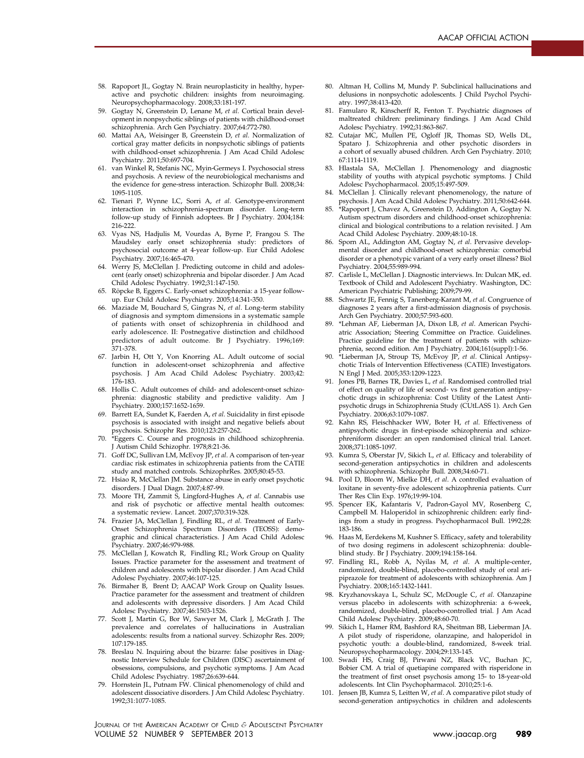58. Rapoport JL, Gogtay N. Brain neuroplasticity in healthy, hyperactive and psychotic children: insights from neuroimaging. Neuropsychopharmacology. 2008;33:181-197.
59. Gogtay N, Greenstein D, Lenane M, *et al*. Cortical brain development in nonpsychotic siblings of patients with childhood-onset schizophrenia. Arch Gen Psychiatry. 2007;64:772-780.
60. Mattai AA, Weisinger B, Greenstein D, *et al*. Normalization of cortical gray matter deficits in nonpsychotic siblings of patients with childhood-onset schizophrenia. J Am Acad Child Adolesc Psychiatry. 2011;50:697-704.
61. van Winkel R, Stefanis NC, Myin-Germeys I. Psychosocial stress and psychosis. A review of the neurobiological mechanisms and the evidence for gene-stress interaction. Schizophr Bull. 2008;34: 1095-1105.
62. Tienari P, Wynne LC, Sorri A, *et al*. Genotype-environment interaction in schizophrenia-spectrum disorder. Long-term follow-up study of Finnish adoptees. Br J Psychiatry. 2004;184: 216-222.
63. Vyas NS, Hadjulis M, Vourdas A, Byrne P, Frangou S. The Maudsley early onset schizophrenia study: predictors of psychosocial outcome at 4-year follow-up. Eur Child Adolesc Psychiatry. 2007;16:465-470.
64. Werry JS, McClellan J. Predicting outcome in child and adolescent (early onset) schizophrenia and bipolar disorder. J Am Acad Child Adolesc Psychiatry. 1992;31:147-150.
65. Röpcke B, Eggers C. Early-onset schizophrenia: a 15-year follow-up. Eur Child Adolesc Psychiatry. 2005;14:341-350.
66. Maziade M, Bouchard S, Gingras N, *et al*. Long-term stability of diagnosis and symptom dimensions in a systematic sample of patients with onset of schizophrenia in childhood and early adolescence. II: Postnegative distinction and childhood predictors of adult outcome. Br J Psychiatry. 1996;169: 371-378.
67. Jarbin H, Ott Y, Von Knorring AL. Adult outcome of social function in adolescent-onset schizophrenia and affective psychosis. J Am Acad Child Adolesc Psychiatry. 2003;42: 176-183.
68. Hollis C. Adult outcomes of child- and adolescent-onset schizophrenia: diagnostic stability and predictive validity. Am J Psychiatry. 2000;157:1652-1659.
69. Barrett EA, Sundet K, Faerden A, *et al*. Suicidality in first episode psychosis is associated with insight and negative beliefs about psychosis. Schizophr Res. 2010;123:257-262.
70. *Eggers C. Course and prognosis in childhood schizophrenia. J Autism Child Schizophr. 1978;8:21-36.
71. Goff DC, Sullivan LM, McEvoy JP, *et al*. A comparison of ten-year cardiac risk estimates in schizophrenia patients from the CATIE study and matched controls. SchizophrRes. 2005;80:45-53.
72. Hsiao R, McClellan JM. Substance abuse in early onset psychotic disorders. J Dual Diagn. 2007;4:87-99.
73. Moore TH, Zammit S, Lingford-Hughes A, *et al*. Cannabis use and risk of psychotic or affective mental health outcomes: a systematic review. Lancet. 2007;370:319-328.
74. Frazier JA, McClellan J, Findling RL, *et al*. Treatment of Early-Onset Schizophrenia Spectrum Disorders (TEOSS): demographic and clinical characteristics. J Am Acad Child Adolesc Psychiatry. 2007;46:979-988.
75. McClellan J, Kowatch R, Findling RL; Work Group on Quality Issues. Practice parameter for the assessment and treatment of children and adolescents with bipolar disorder. J Am Acad Child Adolesc Psychiatry. 2007;46:107-125.
76. Birmaher B, Brent D; AACAP Work Group on Quality Issues. Practice parameter for the assessment and treatment of children and adolescents with depressive disorders. J Am Acad Child Adolesc Psychiatry. 2007;46:1503-1526.
77. Scott J, Martin G, Bor W, Sawyer M, Clark J, McGrath J. The prevalence and correlates of hallucinations in Australian adolescents: results from a national survey. Schizophr Res. 2009; 107:179-185.
78. Breslau N. Inquiring about the bizarre: false positives in Diagnostic Interview Schedule for Children (DISC) ascertainment of obsessions, compulsions, and psychotic symptoms. J Am Acad Child Adolesc Psychiatry. 1987;26:639-644.
79. Hornstein JL, Putnam FW. Clinical phenomenology of child and adolescent dissociative disorders. J Am Child Adolesc Psychiatry. 1992;31:1077-1085.
80. Altman H, Collins M, Mundy P. Subclinical hallucinations and delusions in nonpsychotic adolescents. J Child Psychol Psychiatry. 1997;38:413-420.
81. Famularo R, Kinscherff R, Fenton T. Psychiatric diagnoses of maltreated children: preliminary findings. J Am Acad Child Adolesc Psychiatry. 1992;31:863-867.
82. Cutajar MC, Mullen PE, Ogloff JR, Thomas SD, Wells DL, Spataro J. Schizophrenia and other psychotic disorders in a cohort of sexually abused children. Arch Gen Psychiatry. 2010; 67:1114-1119.
83. Hlastala SA, McClellan J. Phenomenology and diagnostic stability of youths with atypical psychotic symptoms. J Child Adolesc Psychopharmacol. 2005;15:497-509.
84. McClellan J. Clinically relevant phenomenology, the nature of psychosis. J Am Acad Child Adolesc Psychiatry. 2011;50:642-644.
85. *Rapoport J, Chavez A, Greenstein D, Addington A, Gogtay N. Autism spectrum disorders and childhood-onset schizophrenia: clinical and biological contributions to a relation revisited. J Am Acad Child Adolesc Psychiatry. 2009;48:10-18.
86. Sporn AL, Addington AM, Gogtay N, *et al*. Pervasive developmental disorder and childhood-onset schizophrenia: comorbid disorder or a phenotypic variant of a very early onset illness? Biol Psychiatry. 2004;55:989-994.
87. Carlisle L, McClellan J. Diagnostic interviews. In: Dulcan MK, ed. Textbook of Child and Adolescent Psychiatry. Washington, DC: American Psychiatric Publishing; 2009;79-99.
88. Schwartz JE, Fennig S, Tanenberg-Karant M, *et al*. Congruence of diagnoses 2 years after a first-admission diagnosis of psychosis. Arch Gen Psychiatry. 2000;57:593-600.
89. *Lehman AF, Lieberman JA, Dixon LB, *et al*. American Psychiatric Association; Steering Committee on Practice. Guidelines. Practice guideline for the treatment of patients with schizophrenia, second edition. Am J Psychiatry. 2004;161(suppl):1-56.
90. *Lieberman JA, Stroup TS, McEvoy JP, *et al*. Clinical Antipsychotic Trials of Intervention Effectiveness (CATIE) Investigators. N Engl J Med. 2005;353:1209-1223.
91. Jones PB, Barnes TR, Davies L, *et al*. Randomised controlled trial of effect on quality of life of second- vs first generation antipsychotic drugs in schizophrenia: Cost Utility of the Latest Antipsychotic drugs in Schizophrenia Study (CUtLASS 1). Arch Gen Psychiatry. 2006;63:1079-1087.
92. Kahn RS, Fleischhacker WW, Boter H, *et al*. Effectiveness of antipsychotic drugs in first-episode schizophrenia and schizophreniform disorder: an open randomised clinical trial. Lancet. 2008;371:1085-1097.
93. Kumra S, Oberstar JV, Sikich L, *et al*. Efficacy and tolerability of second-generation antipsychotics in children and adolescents with schizophrenia. Schizophr Bull. 2008;34:60-71.
94. Pool D, Bloom W, Mielke DH, *et al*. A controlled evaluation of loxitane in seventy-five adolescent schizophrenia patients. Curr Ther Res Clin Exp. 1976;19:99-104.
95. Spencer EK, Kafantaris V, Padron-Gayol MV, Rosenberg C, Campbell M. Haloperidol in schizophrenic children: early findings from a study in progress. Psychopharmacol Bull. 1992;28: 183-186.
96. Haas M, Eerdekens M, Kushner S. Efficacy, safety and tolerability of two dosing regimens in adolescent schizophrenia: double-blind study. Br J Psychiatry. 2009;194:158-164.
97. Findling RL, Robb A, Nyilas M, *et al*. A multiple-center, randomized, double-blind, placebo-controlled study of oral aripiprazole for treatment of adolescents with schizophrenia. Am J Psychiatry. 2008;165:1432-1441.
98. Kryzhanovskaya L, Schulz SC, McDougle C, *et al*. Olanzapine versus placebo in adolescents with schizophrenia: a 6-week, randomized, double-blind, placebo-controlled trial. J Am Acad Child Adolesc Psychiatry. 2009;48:60-70.
99. Sikich L, Hamer RM, Bashford RA, Sheitman BB, Lieberman JA. A pilot study of risperidone, olanzapine, and haloperidol in psychotic youth: a double-blind, randomized, 8-week trial. Neuropsychopharmacology. 2004;29:133-145.
100. Swadi HS, Craig BJ, Pirwani NZ, Black VC, Buchan JC, Bobier CM. A trial of quetiapine compared with risperidone in the treatment of first onset psychosis among 15- to 18-year-old adolescents. Int Clin Psychopharmacol. 2010;25:1-6.
101. Jensen JB, Kumra S, Leitten W, *et al*. A comparative pilot study of second-generation antipsychotics in children and adolescents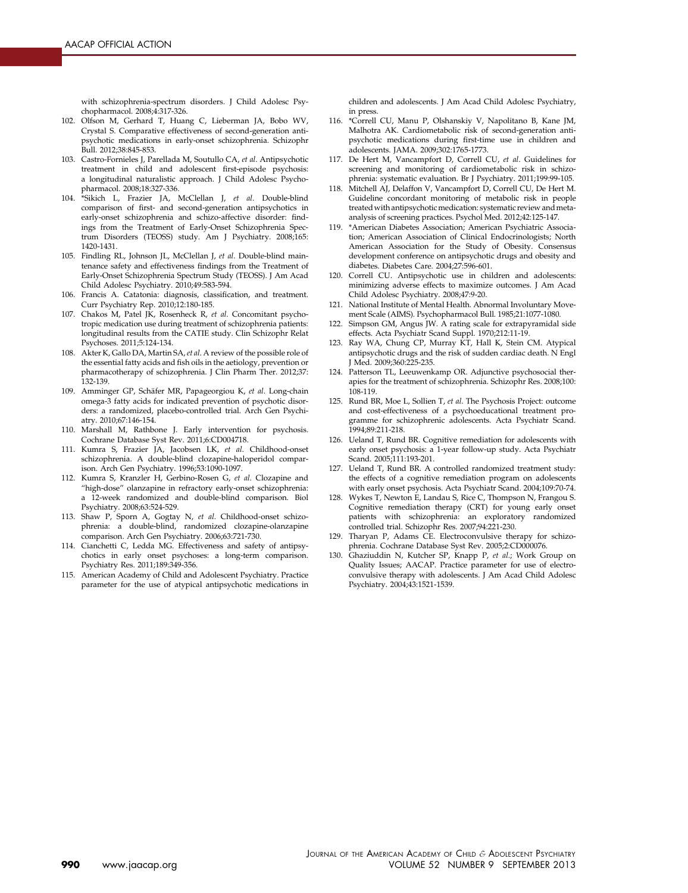with schizophrenia-spectrum disorders. J Child Adolesc Psychopharmacol. 2008;4:317-326.

102. Olfson M, Gerhard T, Huang C, Lieberman JA, Bobo WV, Crystal S. Comparative effectiveness of second-generation antipsychotic medications in early-onset schizophrenia. Schizophr Bull. 2012;38:845-853.
103. Castro-Fornieles J, Parellada M, Soutullo CA, *et al*. Antipsychotic treatment in child and adolescent first-episode psychosis: a longitudinal naturalistic approach. J Child Adolesc Psychopharmacol. 2008;18:327-336.
104. *Sikich L, Frazier JA, McClellan J, *et al*. Double-blind comparison of first- and second-generation antipsychotics in early-onset schizophrenia and schizo-affective disorder: findings from the Treatment of Early-Onset Schizophrenia Spectrum Disorders (TEOSS) study. Am J Psychiatry. 2008;165: 1420-1431.
105. Findling RL, Johnson JL, McClellan J, *et al*. Double-blind maintenance safety and effectiveness findings from the Treatment of Early-Onset Schizophrenia Spectrum Study (TEOSS). J Am Acad Child Adolesc Psychiatry. 2010;49:583-594.
106. Francis A. Catatonia: diagnosis, classification, and treatment. Curr Psychiatry Rep. 2010;12:180-185.
107. Chakos M, Patel JK, Rosenheck R, *et al*. Concomitant psychotropic medication use during treatment of schizophrenia patients: longitudinal results from the CATIE study. Clin Schizophr Relat Psychoses. 2011;5:124-134.
108. Akter K, Gallo DA, Martin SA, *et al*. A review of the possible role of the essential fatty acids and fish oils in the aetiology, prevention or pharmacotherapy of schizophrenia. J Clin Pharm Ther. 2012;37: 132-139.
109. Amminger GP, Schäfer MR, Papageorgiou K, *et al*. Long-chain omega-3 fatty acids for indicated prevention of psychotic disorders: a randomized, placebo-controlled trial. Arch Gen Psychiatry. 2010;67:146-154.
110. Marshall M, Rathbone J. Early intervention for psychosis. Cochrane Database Syst Rev. 2011;6:CD004718.
111. Kumra S, Frazier JA, Jacobsen LK, *et al*. Childhood-onset schizophrenia. A double-blind clozapine-haloperidol comparison. Arch Gen Psychiatry. 1996;53:1090-1097.
112. Kumra S, Kranzler H, Gerbino-Rosen G, *et al*. Clozapine and "high-dose" olanzapine in refractory early-onset schizophrenia: a 12-week randomized and double-blind comparison. Biol Psychiatry. 2008;63:524-529.
113. Shaw P, Sporn A, Gogtay N, *et al*. Childhood-onset schizophrenia: a double-blind, randomized clozapine-olanzapine comparison. Arch Gen Psychiatry. 2006;63:721-730.
114. Cianchetti C, Ledda MG. Effectiveness and safety of antipsychotics in early onset psychoses: a long-term comparison. Psychiatry Res. 2011;189:349-356.
115. American Academy of Child and Adolescent Psychiatry. Practice parameter for the use of atypical antipsychotic medications in children and adolescents. J Am Acad Child Adolesc Psychiatry, in press.
116. *Correll CU, Manu P, Olshanskiy V, Napolitano B, Kane JM, Malhotra AK. Cardiometabolic risk of second-generation antipsychotic medications during first-time use in children and adolescents. JAMA. 2009;302:1765-1773.
117. De Hert M, Vancampfort D, Correll CU, *et al*. Guidelines for screening and monitoring of cardiometabolic risk in schizophrenia: systematic evaluation. Br J Psychiatry. 2011;199:99-105.
118. Mitchell AJ, Delaffon V, Vancampfort D, Correll CU, De Hert M. Guideline concordant monitoring of metabolic risk in people treated with antipsychotic medication: systematic review and meta-analysis of screening practices. Psychol Med. 2012;42:125-147.
119. *American Diabetes Association; American Psychiatric Association; American Association of Clinical Endocrinologists; North American Association for the Study of Obesity. Consensus development conference on antipsychotic drugs and obesity and diabetes. Diabetes Care. 2004;27:596-601.
120. Correll CU. Antipsychotic use in children and adolescents: minimizing adverse effects to maximize outcomes. J Am Acad Child Adolesc Psychiatry. 2008;47:9-20.
121. National Institute of Mental Health. Abnormal Involuntary Movement Scale (AIMS). Psychopharmacol Bull. 1985;21:1077-1080.
122. Simpson GM, Angus JW. A rating scale for extrapyramidal side effects. Acta Psychiatr Scand Suppl. 1970;212:11-19.
123. Ray WA, Chung CP, Murray KT, Hall K, Stein CM. Atypical antipsychotic drugs and the risk of sudden cardiac death. N Engl J Med. 2009;360:225-235.
124. Patterson TL, Leeuwenkamp OR. Adjunctive psychosocial therapies for the treatment of schizophrenia. Schizophr Res. 2008;100: 108-119.
125. Rund BR, Moe L, Sollien T, *et al*. The Psychosis Project: outcome and cost-effectiveness of a psychoeducational treatment programme for schizophrenic adolescents. Acta Psychiatr Scand. 1994;89:211-218.
126. Ueland T, Rund BR. Cognitive remediation for adolescents with early onset psychosis: a 1-year follow-up study. Acta Psychiatr Scand. 2005;111:193-201.
127. Ueland T, Rund BR. A controlled randomized treatment study: the effects of a cognitive remediation program on adolescents with early onset psychosis. Acta Psychiatr Scand. 2004;109:70-74.
128. Wykes T, Newton E, Landau S, Rice C, Thompson N, Frangou S. Cognitive remediation therapy (CRT) for young early onset patients with schizophrenia: an exploratory randomized controlled trial. Schizophr Res. 2007;94:221-230.
129. Tharyan P, Adams CE. Electroconvulsive therapy for schizophrenia. Cochrane Database Syst Rev. 2005;2:CD000076.
130. Ghaziuddin N, Kutcher SP, Knapp P, *et al*.; Work Group on Quality Issues; AACAP. Practice parameter for use of electroconvulsive therapy with adolescents. J Am Acad Child Adolesc Psychiatry. 2004;43:1521-1539.